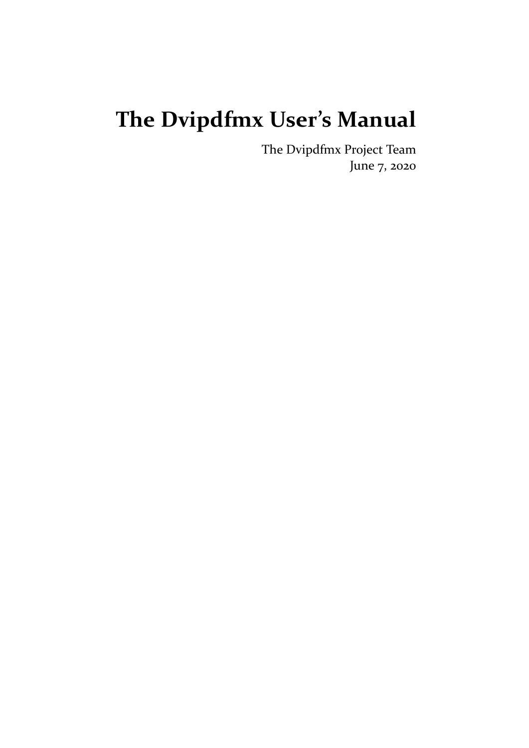# The Dvipdfmx User's Manual

The Dvipdfmx Project Team
June 7, 2020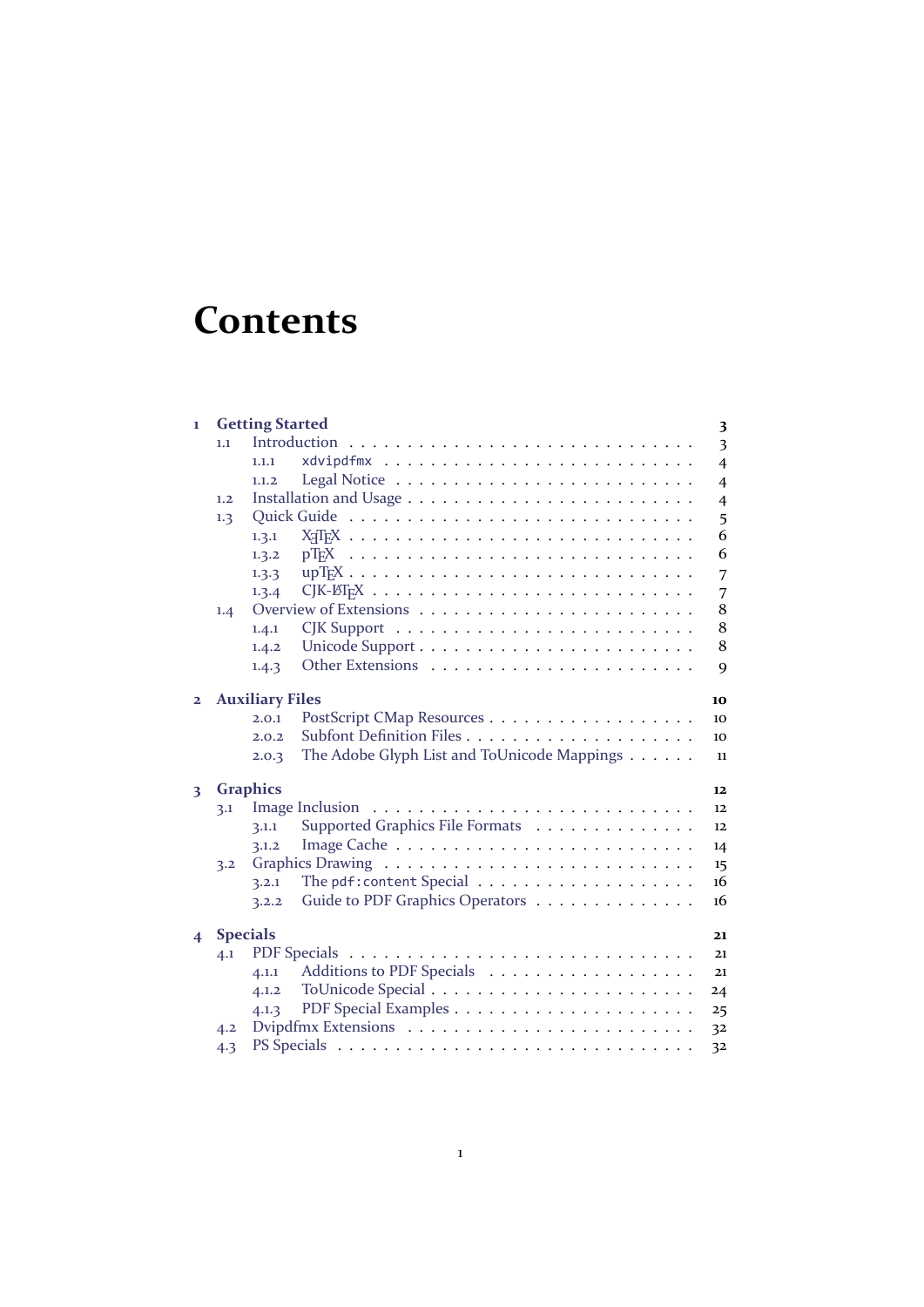# Contents

- **1 Getting Started** — 3
  - 1.1 Introduction — 3
    - 1.1.1 `xdvipdfmx` — 4
    - 1.1.2 Legal Notice — 4
  - 1.2 Installation and Usage — 4
  - 1.3 Quick Guide — 5
    - 1.3.1 XeTeX — 6
    - 1.3.2 pTeX — 6
    - 1.3.3 upTeX — 7
    - 1.3.4 CJK-LaTeX — 7
  - 1.4 Overview of Extensions — 8
    - 1.4.1 CJK Support — 8
    - 1.4.2 Unicode Support — 8
    - 1.4.3 Other Extensions — 9
- **2 Auxiliary Files** — 10
    - 2.0.1 PostScript CMap Resources — 10
    - 2.0.2 Subfont Definition Files — 10
    - 2.0.3 The Adobe Glyph List and ToUnicode Mappings — 11
- **3 Graphics** — 12
  - 3.1 Image Inclusion — 12
    - 3.1.1 Supported Graphics File Formats — 12
    - 3.1.2 Image Cache — 14
  - 3.2 Graphics Drawing — 15
    - 3.2.1 The `pdf:content` Special — 16
    - 3.2.2 Guide to PDF Graphics Operators — 16
- **4 Specials** — 21
  - 4.1 PDF Specials — 21
    - 4.1.1 Additions to PDF Specials — 21
    - 4.1.2 ToUnicode Special — 24
    - 4.1.3 PDF Special Examples — 25
  - 4.2 Dvipdfmx Extensions — 32
  - 4.3 PS Specials — 32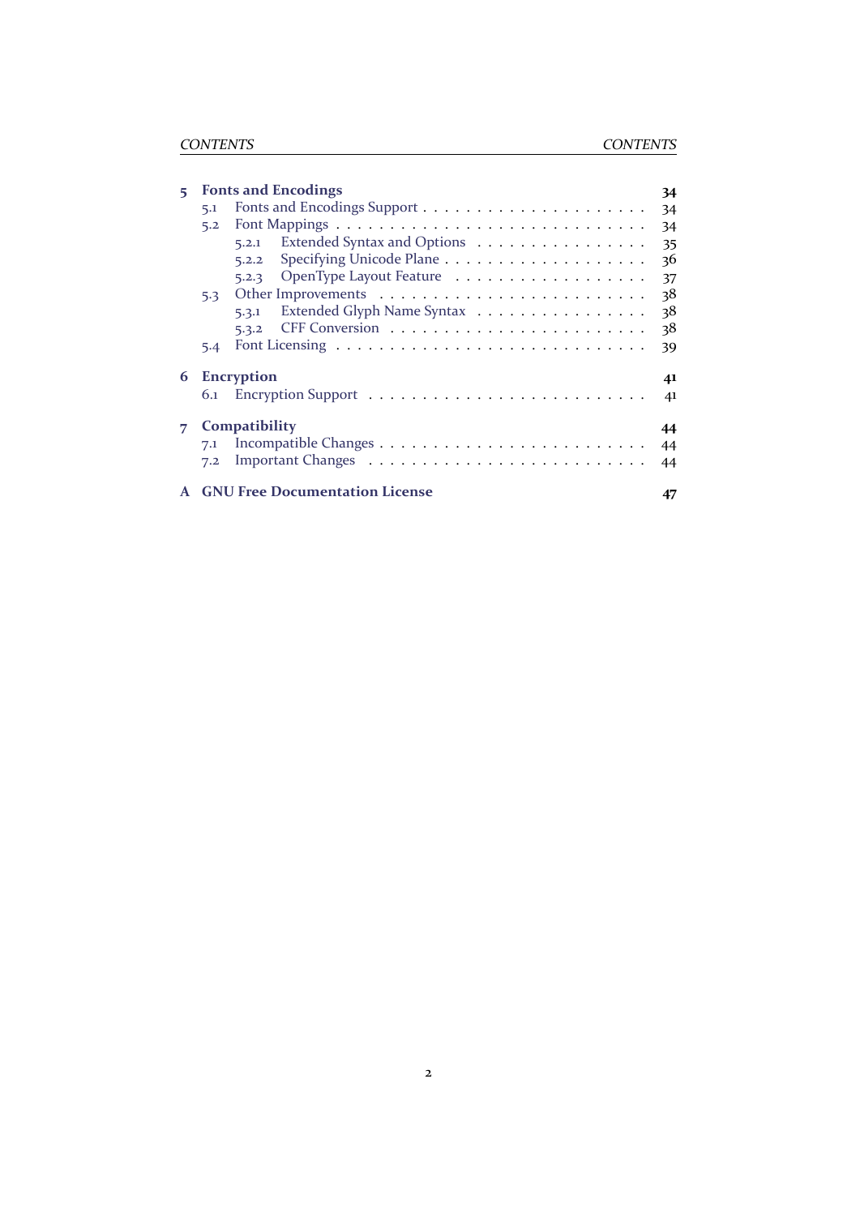**5 Fonts and Encodings** 34

- 5.1 Fonts and Encodings Support 34
- 5.2 Font Mappings 34
  - 5.2.1 Extended Syntax and Options 35
  - 5.2.2 Specifying Unicode Plane 36
  - 5.2.3 OpenType Layout Feature 37
- 5.3 Other Improvements 38
  - 5.3.1 Extended Glyph Name Syntax 38
  - 5.3.2 CFF Conversion 38
- 5.4 Font Licensing 39

**6 Encryption** 41

- 6.1 Encryption Support 41

**7 Compatibility** 44

- 7.1 Incompatible Changes 44
- 7.2 Important Changes 44

**A GNU Free Documentation License** 47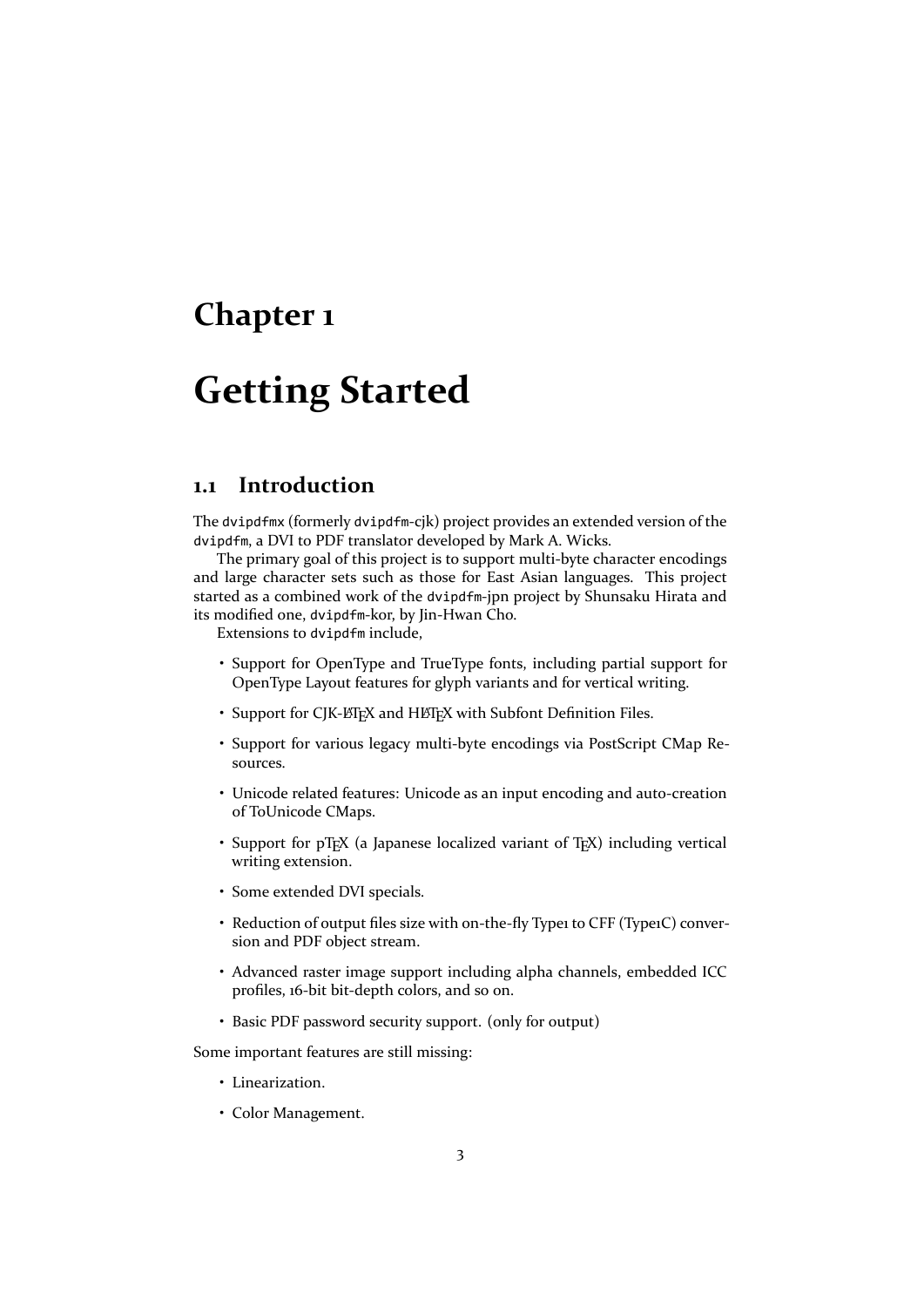# Chapter 1

# Getting Started

## 1.1 Introduction

The dvipdfmx (formerly dvipdfm-cjk) project provides an extended version of the dvipdfm, a DVI to PDF translator developed by Mark A. Wicks.

The primary goal of this project is to support multi-byte character encodings and large character sets such as those for East Asian languages. This project started as a combined work of the dvipdfm-jpn project by Shunsaku Hirata and its modified one, dvipdfm-kor, by Jin-Hwan Cho.

Extensions to dvipdfm include,

- Support for OpenType and TrueType fonts, including partial support for OpenType Layout features for glyph variants and for vertical writing.
- Support for CJK-LaTeX and HLaTeX with Subfont Definition Files.
- Support for various legacy multi-byte encodings via PostScript CMap Resources.
- Unicode related features: Unicode as an input encoding and auto-creation of ToUnicode CMaps.
- Support for pTeX (a Japanese localized variant of TeX) including vertical writing extension.
- Some extended DVI specials.
- Reduction of output files size with on-the-fly Type1 to CFF (Type1C) conversion and PDF object stream.
- Advanced raster image support including alpha channels, embedded ICC profiles, 16-bit bit-depth colors, and so on.
- Basic PDF password security support. (only for output)

Some important features are still missing:

- Linearization.
- Color Management.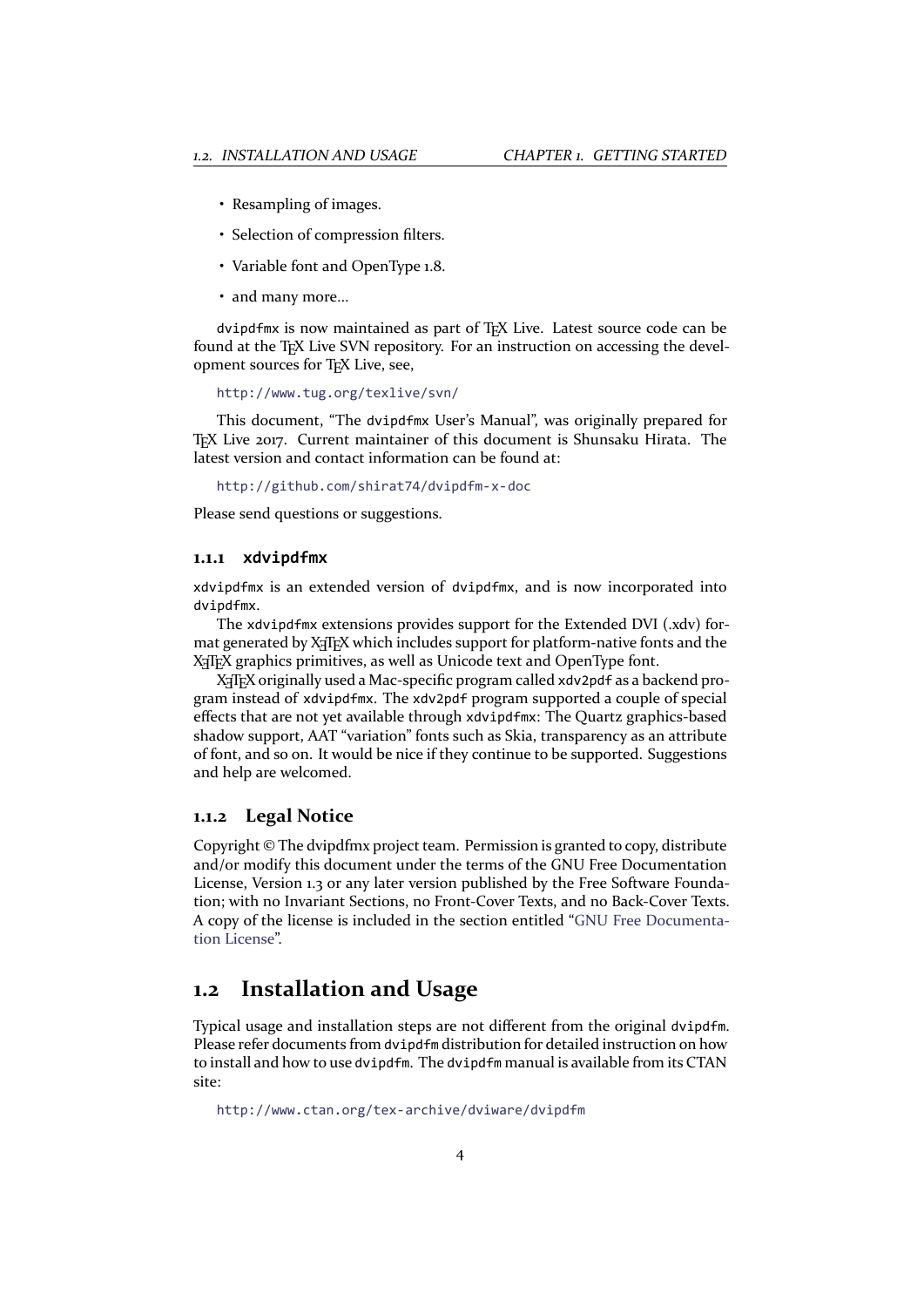- Resampling of images.
- Selection of compression filters.
- Variable font and OpenType 1.8.
- and many more...

dvipdfmx is now maintained as part of TEX Live. Latest source code can be found at the TEX Live SVN repository. For an instruction on accessing the development sources for TEX Live, see,

http://www.tug.org/texlive/svn/

This document, "The dvipdfmx User's Manual", was originally prepared for TEX Live 2017. Current maintainer of this document is Shunsaku Hirata. The latest version and contact information can be found at:

http://github.com/shirat74/dvipdfm-x-doc

Please send questions or suggestions.

### 1.1.1 xdvipdfmx

xdvipdfmx is an extended version of dvipdfmx, and is now incorporated into dvipdfmx.

The xdvipdfmx extensions provides support for the Extended DVI (.xdv) format generated by XeTeX which includes support for platform-native fonts and the XeTeX graphics primitives, as well as Unicode text and OpenType font.

XeTeX originally used a Mac-specific program called xdv2pdf as a backend program instead of xdvipdfmx. The xdv2pdf program supported a couple of special effects that are not yet available through xdvipdfmx: The Quartz graphics-based shadow support, AAT "variation" fonts such as Skia, transparency as an attribute of font, and so on. It would be nice if they continue to be supported. Suggestions and help are welcomed.

### 1.1.2 Legal Notice

Copyright © The dvipdfmx project team. Permission is granted to copy, distribute and/or modify this document under the terms of the GNU Free Documentation License, Version 1.3 or any later version published by the Free Software Foundation; with no Invariant Sections, no Front-Cover Texts, and no Back-Cover Texts. A copy of the license is included in the section entitled "GNU Free Documentation License".

## 1.2 Installation and Usage

Typical usage and installation steps are not different from the original dvipdfm. Please refer documents from dvipdfm distribution for detailed instruction on how to install and how to use dvipdfm. The dvipdfm manual is available from its CTAN site:

http://www.ctan.org/tex-archive/dviware/dvipdfm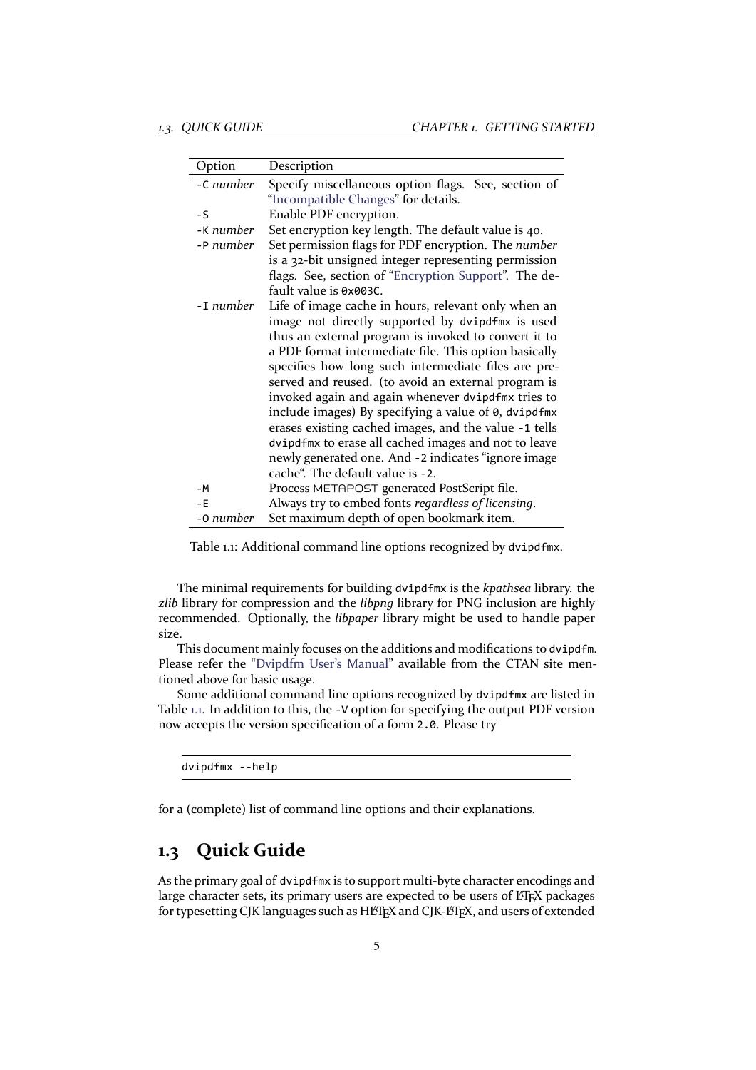| Option | Description |
|---|---|
| `-C` *number* | Specify miscellaneous option flags. See, section of "Incompatible Changes" for details. |
| `-S` | Enable PDF encryption. |
| `-K` *number* | Set encryption key length. The default value is 40. |
| `-P` *number* | Set permission flags for PDF encryption. The *number* is a 32-bit unsigned integer representing permission flags. See, section of "Encryption Support". The default value is `0x003C`. |
| `-I` *number* | Life of image cache in hours, relevant only when an image not directly supported by `dvipdfmx` is used thus an external program is invoked to convert it to a PDF format intermediate file. This option basically specifies how long such intermediate files are preserved and reused. (to avoid an external program is invoked again and again whenever `dvipdfmx` tries to include images) By specifying a value of `0`, `dvipdfmx` erases existing cached images, and the value `-1` tells `dvipdfmx` to erase all cached images and not to leave newly generated one. And `-2` indicates "ignore image cache". The default value is `-2`. |
| `-M` | Process METAPOST generated PostScript file. |
| `-E` | Always try to embed fonts *regardless of licensing*. |
| `-O` *number* | Set maximum depth of open bookmark item. |

Table 1.1: Additional command line options recognized by `dvipdfmx`.

The minimal requirements for building `dvipdfmx` is the *kpathsea* library. the *zlib* library for compression and the *libpng* library for PNG inclusion are highly recommended. Optionally, the *libpaper* library might be used to handle paper size.

This document mainly focuses on the additions and modifications to `dvipdfm`. Please refer the "Dvipdfm User's Manual" available from the CTAN site mentioned above for basic usage.

Some additional command line options recognized by `dvipdfmx` are listed in Table 1.1. In addition to this, the `-V` option for specifying the output PDF version now accepts the version specification of a form `2.0`. Please try

```
dvipdfmx --help
```

for a (complete) list of command line options and their explanations.

## 1.3 Quick Guide

As the primary goal of `dvipdfmx` is to support multi-byte character encodings and large character sets, its primary users are expected to be users of LaTeX packages for typesetting CJK languages such as HLaTeX and CJK-LaTeX, and users of extended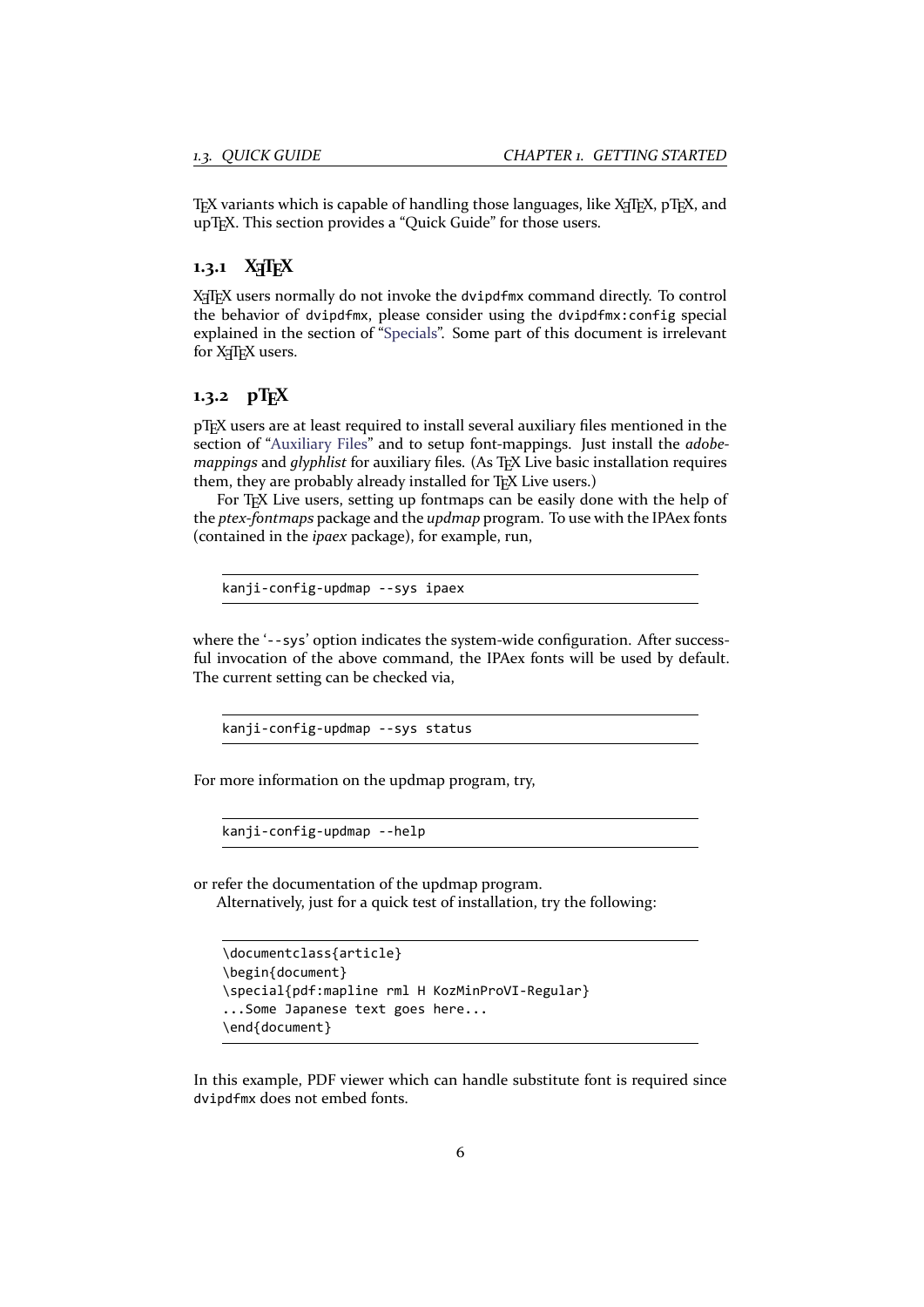TeX variants which is capable of handling those languages, like XeTeX, pTeX, and upTeX. This section provides a "Quick Guide" for those users.

### 1.3.1 XeTeX

XeTeX users normally do not invoke the `dvipdfmx` command directly. To control the behavior of `dvipdfmx`, please consider using the `dvipdfmx:config` special explained in the section of "Specials". Some part of this document is irrelevant for XeTeX users.

### 1.3.2 pTeX

pTeX users are at least required to install several auxiliary files mentioned in the section of "Auxiliary Files" and to setup font-mappings. Just install the *adobe-mappings* and *glyphlist* for auxiliary files. (As TeX Live basic installation requires them, they are probably already installed for TeX Live users.)

For TeX Live users, setting up fontmaps can be easily done with the help of the *ptex-fontmaps* package and the *updmap* program. To use with the IPAex fonts (contained in the *ipaex* package), for example, run,

```
kanji-config-updmap --sys ipaex
```

where the '`--sys`' option indicates the system-wide configuration. After successful invocation of the above command, the IPAex fonts will be used by default. The current setting can be checked via,

```
kanji-config-updmap --sys status
```

For more information on the updmap program, try,

```
kanji-config-updmap --help
```

or refer the documentation of the updmap program.

Alternatively, just for a quick test of installation, try the following:

```
\documentclass{article}
\begin{document}
\special{pdf:mapline rml H KozMinProVI-Regular}
...Some Japanese text goes here...
\end{document}
```

In this example, PDF viewer which can handle substitute font is required since `dvipdfmx` does not embed fonts.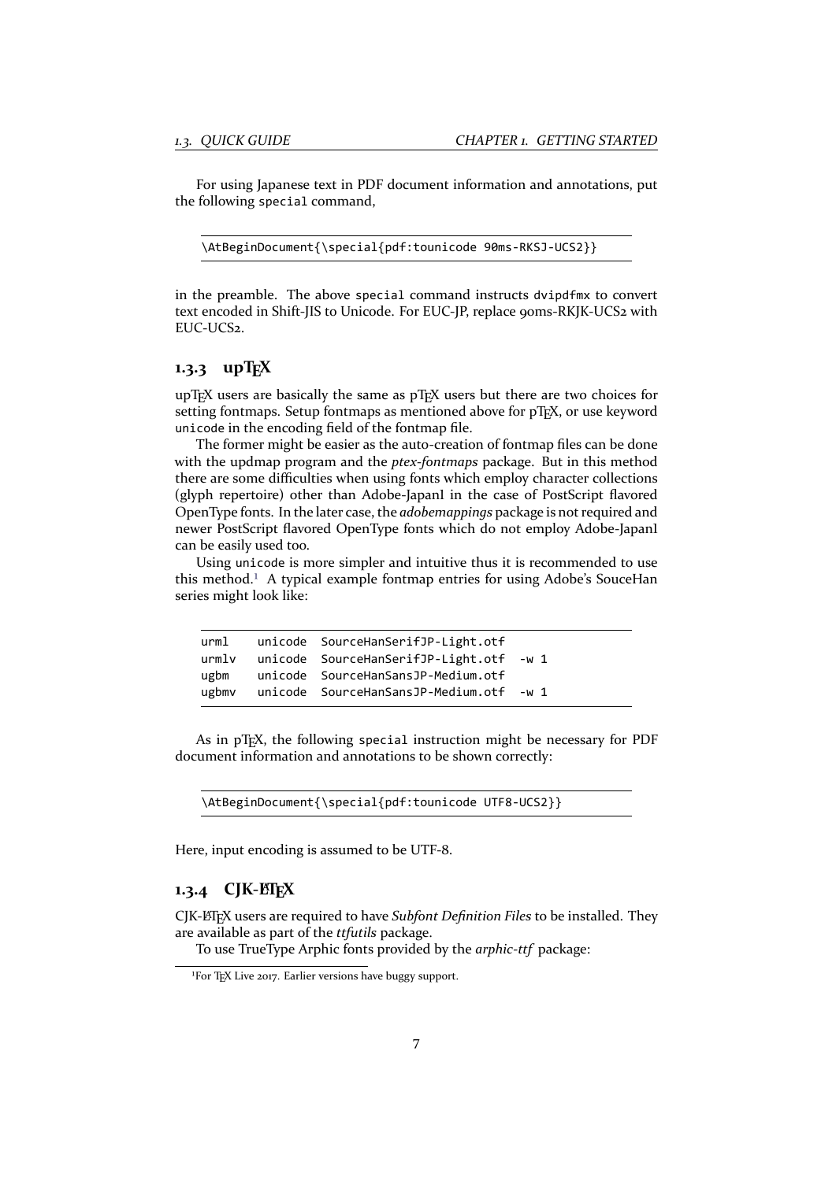For using Japanese text in PDF document information and annotations, put the following `special` command,

```
\AtBeginDocument{\special{pdf:tounicode 90ms-RKSJ-UCS2}}
```

in the preamble. The above `special` command instructs `dvipdfmx` to convert text encoded in Shift-JIS to Unicode. For EUC-JP, replace 90ms-RKJK-UCS2 with EUC-UCS2.

### 1.3.3 upTEX

upTEX users are basically the same as pTEX users but there are two choices for setting fontmaps. Setup fontmaps as mentioned above for pTEX, or use keyword `unicode` in the encoding field of the fontmap file.

The former might be easier as the auto-creation of fontmap files can be done with the updmap program and the *ptex-fontmaps* package. But in this method there are some difficulties when using fonts which employ character collections (glyph repertoire) other than Adobe-Japan1 in the case of PostScript flavored OpenType fonts. In the later case, the *adobemappings* package is not required and newer PostScript flavored OpenType fonts which do not employ Adobe-Japan1 can be easily used too.

Using `unicode` is more simpler and intuitive thus it is recommended to use this method.[1] A typical example fontmap entries for using Adobe's SouceHan series might look like:

```
urml    unicode  SourceHanSerifJP-Light.otf
urmlv   unicode  SourceHanSerifJP-Light.otf  -w 1
ugbm    unicode  SourceHanSansJP-Medium.otf
ugbmv   unicode  SourceHanSansJP-Medium.otf  -w 1
```

As in pTEX, the following `special` instruction might be necessary for PDF document information and annotations to be shown correctly:

```
\AtBeginDocument{\special{pdf:tounicode UTF8-UCS2}}
```

Here, input encoding is assumed to be UTF-8.

### 1.3.4 CJK-LATEX

CJK-LATEX users are required to have *Subfont Definition Files* to be installed. They are available as part of the *ttfutils* package.

To use TrueType Arphic fonts provided by the *arphic-ttf* package:

[1] For TEX Live 2017. Earlier versions have buggy support.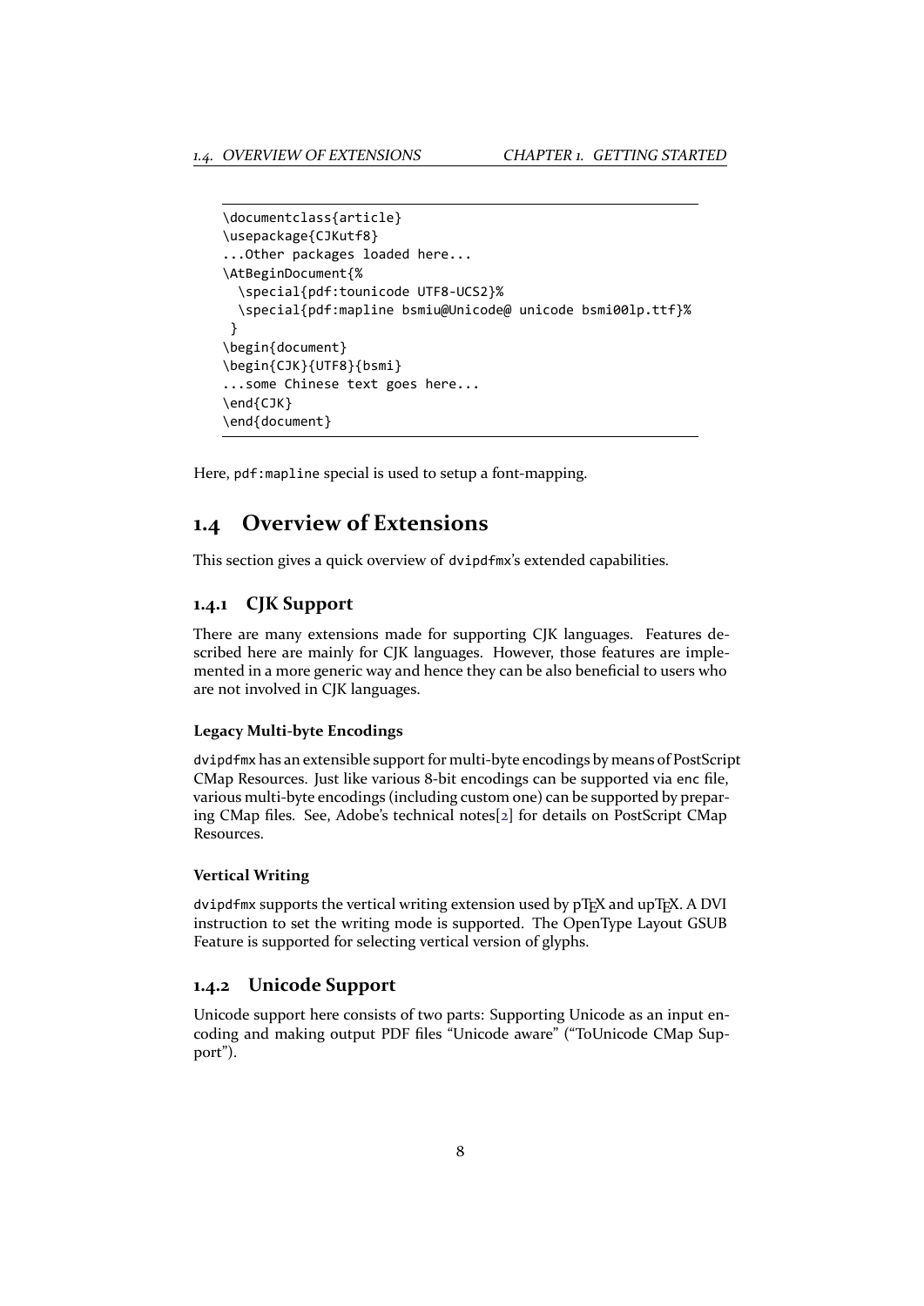```
\documentclass{article}
\usepackage{CJKutf8}
...Other packages loaded here...
\AtBeginDocument{%
  \special{pdf:tounicode UTF8-UCS2}%
  \special{pdf:mapline bsmiu@Unicode@ unicode bsmi00lp.ttf}%
 }
\begin{document}
\begin{CJK}{UTF8}{bsmi}
...some Chinese text goes here...
\end{CJK}
\end{document}
```

Here, `pdf:mapline` special is used to setup a font-mapping.

## 1.4 Overview of Extensions

This section gives a quick overview of `dvipdfmx`'s extended capabilities.

### 1.4.1 CJK Support

There are many extensions made for supporting CJK languages. Features described here are mainly for CJK languages. However, those features are implemented in a more generic way and hence they can be also beneficial to users who are not involved in CJK languages.

#### Legacy Multi-byte Encodings

`dvipdfmx` has an extensible support for multi-byte encodings by means of PostScript CMap Resources. Just like various 8-bit encodings can be supported via `enc` file, various multi-byte encodings (including custom one) can be supported by preparing CMap files. See, Adobe's technical notes[2] for details on PostScript CMap Resources.

#### Vertical Writing

`dvipdfmx` supports the vertical writing extension used by pTEX and upTEX. A DVI instruction to set the writing mode is supported. The OpenType Layout GSUB Feature is supported for selecting vertical version of glyphs.

### 1.4.2 Unicode Support

Unicode support here consists of two parts: Supporting Unicode as an input encoding and making output PDF files "Unicode aware" ("ToUnicode CMap Support").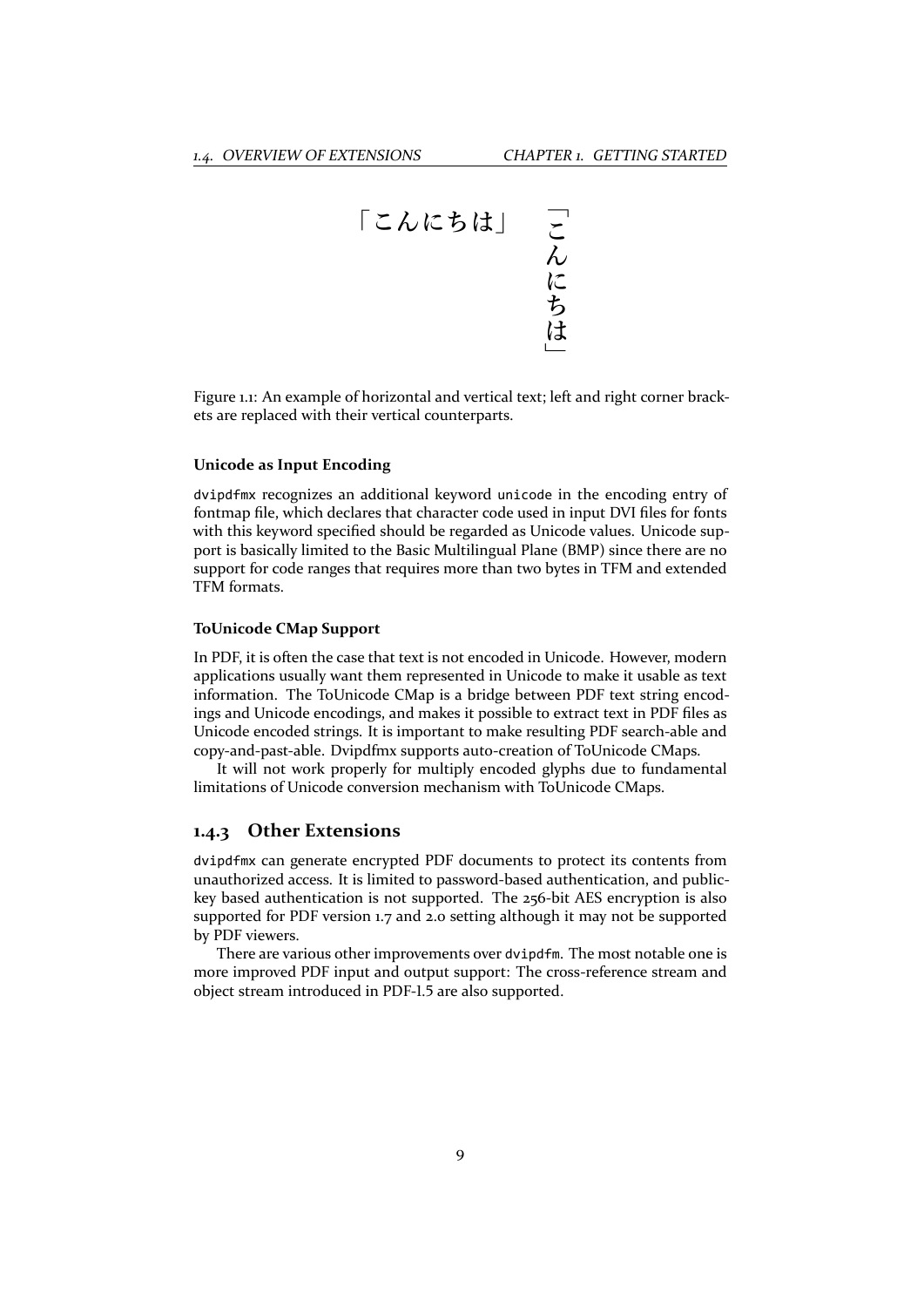「こんにちは」　「こんにちは」

Figure 1.1: An example of horizontal and vertical text; left and right corner brackets are replaced with their vertical counterparts.

**Unicode as Input Encoding**

dvipdfmx recognizes an additional keyword unicode in the encoding entry of fontmap file, which declares that character code used in input DVI files for fonts with this keyword specified should be regarded as Unicode values. Unicode support is basically limited to the Basic Multilingual Plane (BMP) since there are no support for code ranges that requires more than two bytes in TFM and extended TFM formats.

**ToUnicode CMap Support**

In PDF, it is often the case that text is not encoded in Unicode. However, modern applications usually want them represented in Unicode to make it usable as text information. The ToUnicode CMap is a bridge between PDF text string encodings and Unicode encodings, and makes it possible to extract text in PDF files as Unicode encoded strings. It is important to make resulting PDF search-able and copy-and-past-able. Dvipdfmx supports auto-creation of ToUnicode CMaps.

It will not work properly for multiply encoded glyphs due to fundamental limitations of Unicode conversion mechanism with ToUnicode CMaps.

### 1.4.3 Other Extensions

dvipdfmx can generate encrypted PDF documents to protect its contents from unauthorized access. It is limited to password-based authentication, and public-key based authentication is not supported. The 256-bit AES encryption is also supported for PDF version 1.7 and 2.0 setting although it may not be supported by PDF viewers.

There are various other improvements over dvipdfm. The most notable one is more improved PDF input and output support: The cross-reference stream and object stream introduced in PDF-1.5 are also supported.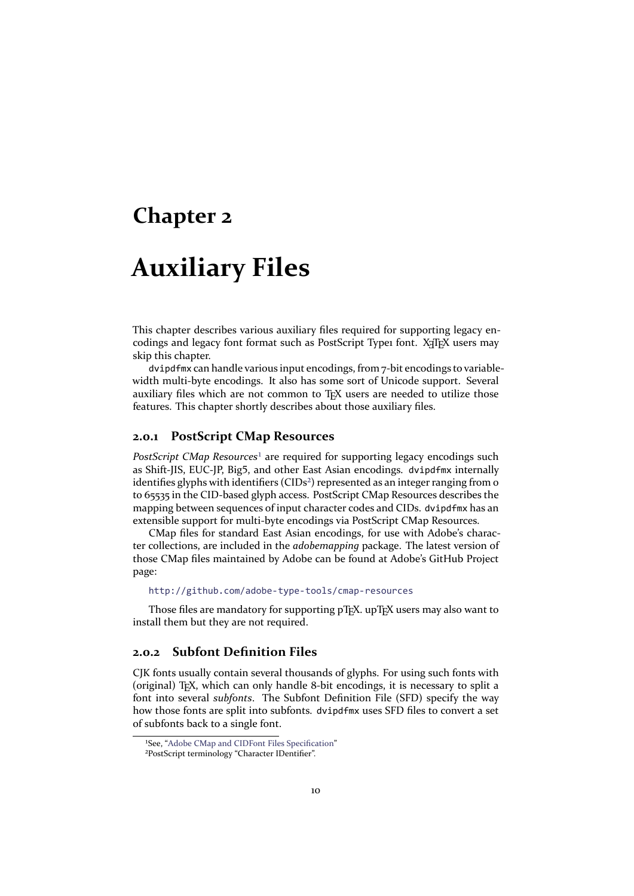# Chapter 2

# Auxiliary Files

This chapter describes various auxiliary files required for supporting legacy encodings and legacy font format such as PostScript Type1 font. XeTeX users may skip this chapter.

dvipdfmx can handle various input encodings, from 7-bit encodings to variable-width multi-byte encodings. It also has some sort of Unicode support. Several auxiliary files which are not common to TeX users are needed to utilize those features. This chapter shortly describes about those auxiliary files.

### 2.0.1 PostScript CMap Resources

*PostScript CMap Resources*[1] are required for supporting legacy encodings such as Shift-JIS, EUC-JP, Big5, and other East Asian encodings. dvipdfmx internally identifies glyphs with identifiers (CIDs[2]) represented as an integer ranging from 0 to 65535 in the CID-based glyph access. PostScript CMap Resources describes the mapping between sequences of input character codes and CIDs. dvipdfmx has an extensible support for multi-byte encodings via PostScript CMap Resources.

CMap files for standard East Asian encodings, for use with Adobe's character collections, are included in the *adobemapping* package. The latest version of those CMap files maintained by Adobe can be found at Adobe's GitHub Project page:

http://github.com/adobe-type-tools/cmap-resources

Those files are mandatory for supporting pTeX. upTeX users may also want to install them but they are not required.

### 2.0.2 Subfont Definition Files

CJK fonts usually contain several thousands of glyphs. For using such fonts with (original) TeX, which can only handle 8-bit encodings, it is necessary to split a font into several *subfonts*. The Subfont Definition File (SFD) specify the way how those fonts are split into subfonts. dvipdfmx uses SFD files to convert a set of subfonts back to a single font.

[1] See, "Adobe CMap and CIDFont Files Specification"

[2] PostScript terminology "Character IDentifier".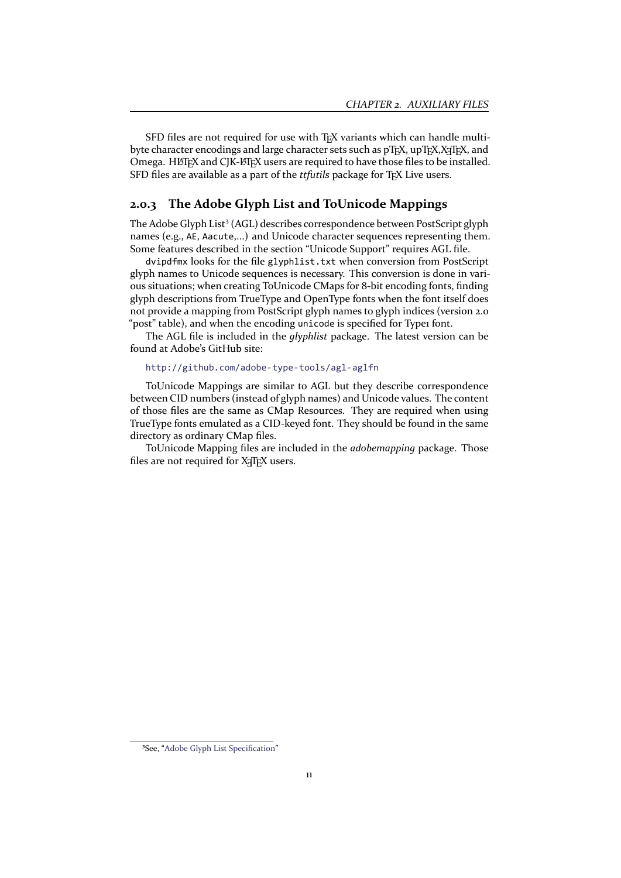SFD files are not required for use with TEX variants which can handle multibyte character encodings and large character sets such as pTEX, upTEX, XeTEX, and Omega. HLATEX and CJK-LATEX users are required to have those files to be installed. SFD files are available as a part of the *ttfutils* package for TEX Live users.

### 2.0.3 The Adobe Glyph List and ToUnicode Mappings

The Adobe Glyph List[3] (AGL) describes correspondence between PostScript glyph names (e.g., `AE`, `Aacute`,...) and Unicode character sequences representing them. Some features described in the section "Unicode Support" requires AGL file.

`dvipdfmx` looks for the file `glyphlist.txt` when conversion from PostScript glyph names to Unicode sequences is necessary. This conversion is done in various situations; when creating ToUnicode CMaps for 8-bit encoding fonts, finding glyph descriptions from TrueType and OpenType fonts when the font itself does not provide a mapping from PostScript glyph names to glyph indices (version 2.0 "post" table), and when the encoding `unicode` is specified for Type1 font.

The AGL file is included in the *glyphlist* package. The latest version can be found at Adobe's GitHub site:

http://github.com/adobe-type-tools/agl-aglfn

ToUnicode Mappings are similar to AGL but they describe correspondence between CID numbers (instead of glyph names) and Unicode values. The content of those files are the same as CMap Resources. They are required when using TrueType fonts emulated as a CID-keyed font. They should be found in the same directory as ordinary CMap files.

ToUnicode Mapping files are included in the *adobemapping* package. Those files are not required for XeTEX users.

[3] See, "Adobe Glyph List Specification"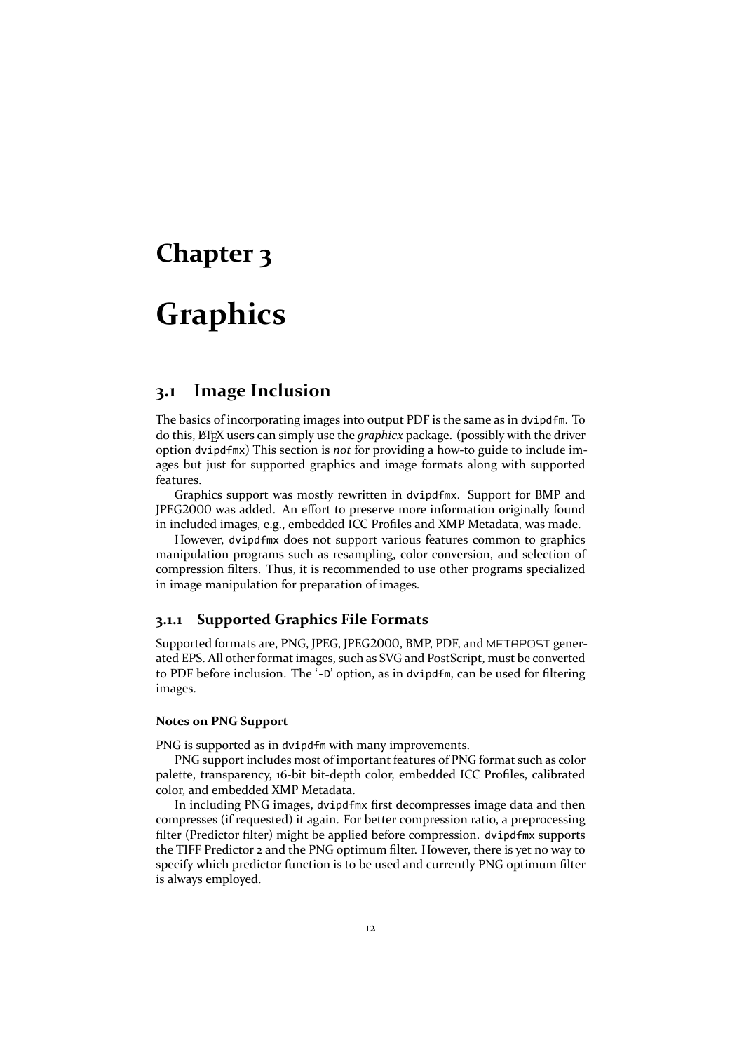# Chapter 3

# Graphics

## 3.1 Image Inclusion

The basics of incorporating images into output PDF is the same as in `dvipdfm`. To do this, LaTeX users can simply use the *graphicx* package. (possibly with the driver option `dvipdfmx`) This section is *not* for providing a how-to guide to include images but just for supported graphics and image formats along with supported features.

Graphics support was mostly rewritten in `dvipdfmx`. Support for BMP and JPEG2000 was added. An effort to preserve more information originally found in included images, e.g., embedded ICC Profiles and XMP Metadata, was made.

However, `dvipdfmx` does not support various features common to graphics manipulation programs such as resampling, color conversion, and selection of compression filters. Thus, it is recommended to use other programs specialized in image manipulation for preparation of images.

### 3.1.1 Supported Graphics File Formats

Supported formats are, PNG, JPEG, JPEG2000, BMP, PDF, and METAPOST generated EPS. All other format images, such as SVG and PostScript, must be converted to PDF before inclusion. The '`-D`' option, as in `dvipdfm`, can be used for filtering images.

#### Notes on PNG Support

PNG is supported as in `dvipdfm` with many improvements.

PNG support includes most of important features of PNG format such as color palette, transparency, 16-bit bit-depth color, embedded ICC Profiles, calibrated color, and embedded XMP Metadata.

In including PNG images, `dvipdfmx` first decompresses image data and then compresses (if requested) it again. For better compression ratio, a preprocessing filter (Predictor filter) might be applied before compression. `dvipdfmx` supports the TIFF Predictor 2 and the PNG optimum filter. However, there is yet no way to specify which predictor function is to be used and currently PNG optimum filter is always employed.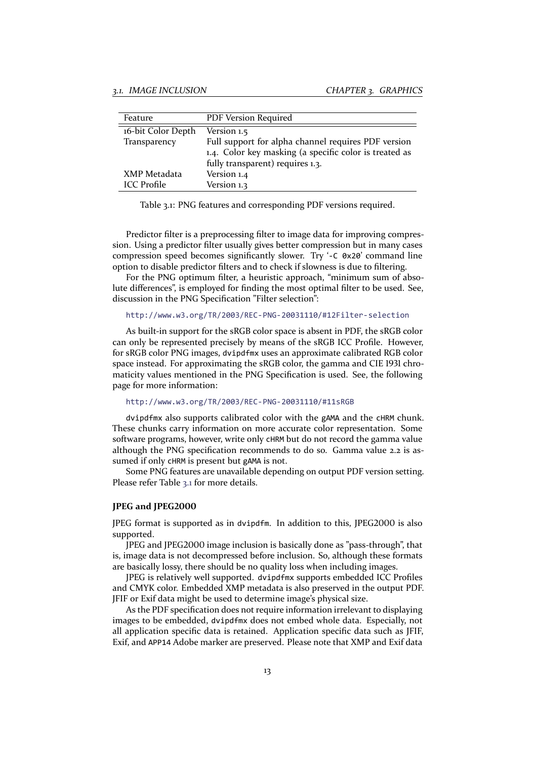| Feature | PDF Version Required |
| --- | --- |
| 16-bit Color Depth | Version 1.5 |
| Transparency | Full support for alpha channel requires PDF version 1.4. Color key masking (a specific color is treated as fully transparent) requires 1.3. |
| XMP Metadata | Version 1.4 |
| ICC Profile | Version 1.3 |

Table 3.1: PNG features and corresponding PDF versions required.

Predictor filter is a preprocessing filter to image data for improving compression. Using a predictor filter usually gives better compression but in many cases compression speed becomes significantly slower. Try '`-C 0x20`' command line option to disable predictor filters and to check if slowness is due to filtering.

For the PNG optimum filter, a heuristic approach, "minimum sum of absolute differences", is employed for finding the most optimal filter to be used. See, discussion in the PNG Specification "Filter selection":

http://www.w3.org/TR/2003/REC-PNG-20031110/#12Filter-selection

As built-in support for the sRGB color space is absent in PDF, the sRGB color can only be represented precisely by means of the sRGB ICC Profile. However, for sRGB color PNG images, `dvipdfmx` uses an approximate calibrated RGB color space instead. For approximating the sRGB color, the gamma and CIE 1931 chromaticity values mentioned in the PNG Specification is used. See, the following page for more information:

http://www.w3.org/TR/2003/REC-PNG-20031110/#11sRGB

`dvipdfmx` also supports calibrated color with the `gAMA` and the `cHRM` chunk. These chunks carry information on more accurate color representation. Some software programs, however, write only `cHRM` but do not record the gamma value although the PNG specification recommends to do so. Gamma value 2.2 is assumed if only `cHRM` is present but `gAMA` is not.

Some PNG features are unavailable depending on output PDF version setting. Please refer Table 3.1 for more details.

**JPEG and JPEG2000**

JPEG format is supported as in `dvipdfm`. In addition to this, JPEG2000 is also supported.

JPEG and JPEG2000 image inclusion is basically done as "pass-through", that is, image data is not decompressed before inclusion. So, although these formats are basically lossy, there should be no quality loss when including images.

JPEG is relatively well supported. `dvipdfmx` supports embedded ICC Profiles and CMYK color. Embedded XMP metadata is also preserved in the output PDF. JFIF or Exif data might be used to determine image's physical size.

As the PDF specification does not require information irrelevant to displaying images to be embedded, `dvipdfmx` does not embed whole data. Especially, not all application specific data is retained. Application specific data such as JFIF, Exif, and `APP14` Adobe marker are preserved. Please note that XMP and Exif data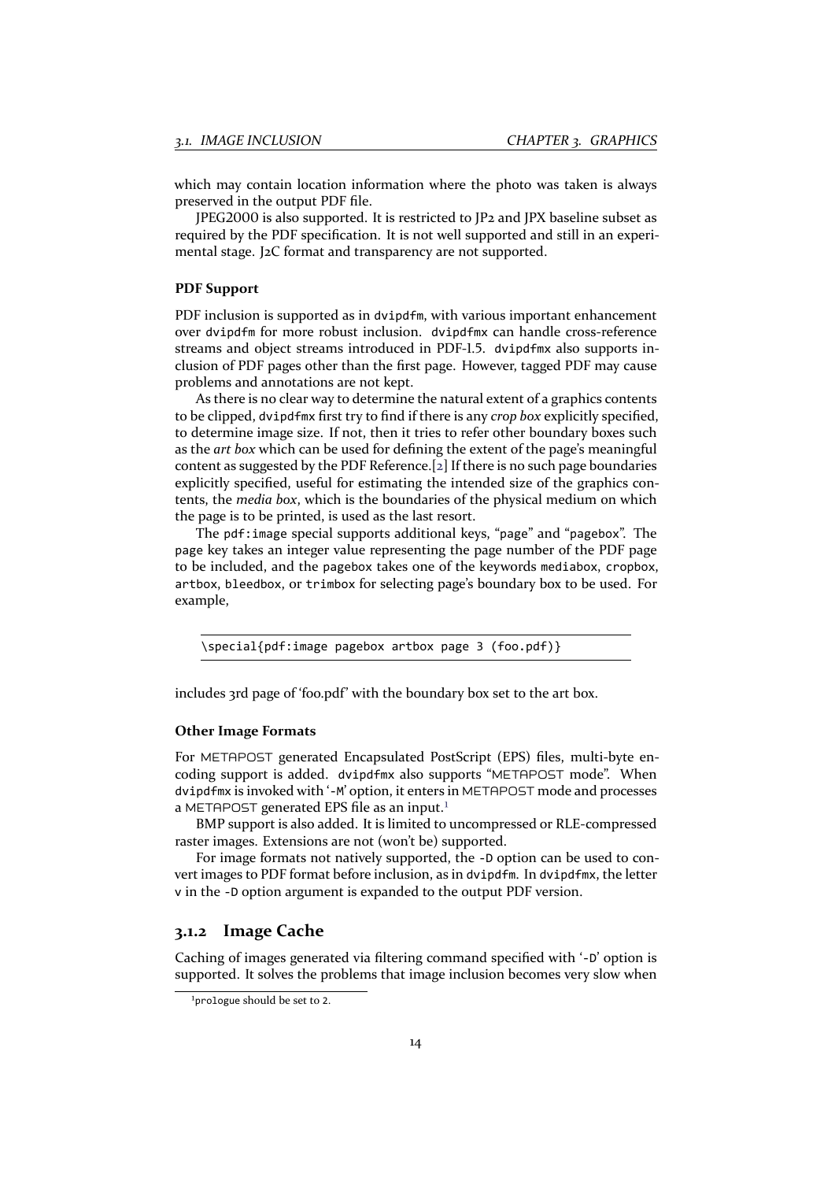which may contain location information where the photo was taken is always preserved in the output PDF file.

JPEG2000 is also supported. It is restricted to JP2 and JPX baseline subset as required by the PDF specification. It is not well supported and still in an experimental stage. J2C format and transparency are not supported.

#### PDF Support

PDF inclusion is supported as in `dvipdfm`, with various important enhancement over `dvipdfm` for more robust inclusion. `dvipdfmx` can handle cross-reference streams and object streams introduced in PDF-1.5. `dvipdfmx` also supports inclusion of PDF pages other than the first page. However, tagged PDF may cause problems and annotations are not kept.

As there is no clear way to determine the natural extent of a graphics contents to be clipped, `dvipdfmx` first try to find if there is any *crop box* explicitly specified, to determine image size. If not, then it tries to refer other boundary boxes such as the *art box* which can be used for defining the extent of the page's meaningful content as suggested by the PDF Reference.[2] If there is no such page boundaries explicitly specified, useful for estimating the intended size of the graphics contents, the *media box*, which is the boundaries of the physical medium on which the page is to be printed, is used as the last resort.

The `pdf:image` special supports additional keys, "`page`" and "`pagebox`". The `page` key takes an integer value representing the page number of the PDF page to be included, and the `pagebox` takes one of the keywords `mediabox`, `cropbox`, `artbox`, `bleedbox`, or `trimbox` for selecting page's boundary box to be used. For example,

```
\special{pdf:image pagebox artbox page 3 (foo.pdf)}
```

includes 3rd page of 'foo.pdf' with the boundary box set to the art box.

#### Other Image Formats

For METAPOST generated Encapsulated PostScript (EPS) files, multi-byte encoding support is added. `dvipdfmx` also supports "METAPOST mode". When `dvipdfmx` is invoked with '`-M`' option, it enters in METAPOST mode and processes a METAPOST generated EPS file as an input.[1]

BMP support is also added. It is limited to uncompressed or RLE-compressed raster images. Extensions are not (won't be) supported.

For image formats not natively supported, the `-D` option can be used to convert images to PDF format before inclusion, as in `dvipdfm`. In `dvipdfmx`, the letter `v` in the `-D` option argument is expanded to the output PDF version.

### 3.1.2 Image Cache

Caching of images generated via filtering command specified with '`-D`' option is supported. It solves the problems that image inclusion becomes very slow when

[1] `prologue` should be set to `2`.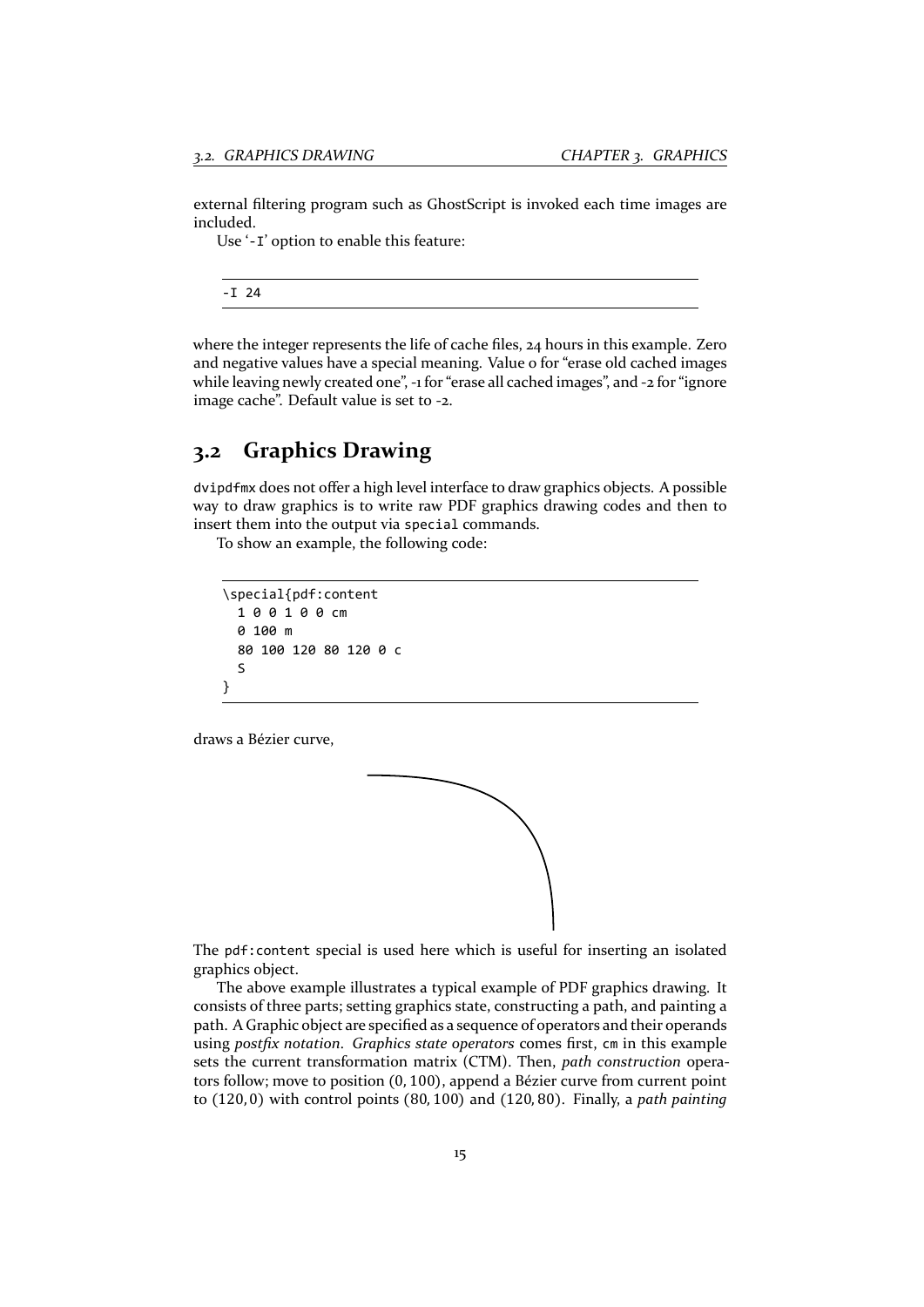external filtering program such as GhostScript is invoked each time images are included.

Use '-I' option to enable this feature:

```
-I 24
```

where the integer represents the life of cache files, 24 hours in this example. Zero and negative values have a special meaning. Value 0 for "erase old cached images while leaving newly created one", -1 for "erase all cached images", and -2 for "ignore image cache". Default value is set to -2.

## 3.2 Graphics Drawing

dvipdfmx does not offer a high level interface to draw graphics objects. A possible way to draw graphics is to write raw PDF graphics drawing codes and then to insert them into the output via special commands.

To show an example, the following code:

```
\special{pdf:content
  1 0 0 1 0 0 cm
  0 100 m
  80 100 120 80 120 0 c
  S
}
```

draws a Bézier curve,

The pdf:content special is used here which is useful for inserting an isolated graphics object.

The above example illustrates a typical example of PDF graphics drawing. It consists of three parts; setting graphics state, constructing a path, and painting a path. A Graphic object are specified as a sequence of operators and their operands using *postfix notation*. *Graphics state operators* comes first, cm in this example sets the current transformation matrix (CTM). Then, *path construction* operators follow; move to position $(0, 100)$, append a Bézier curve from current point to $(120, 0)$ with control points $(80, 100)$ and $(120, 80)$. Finally, a *path painting*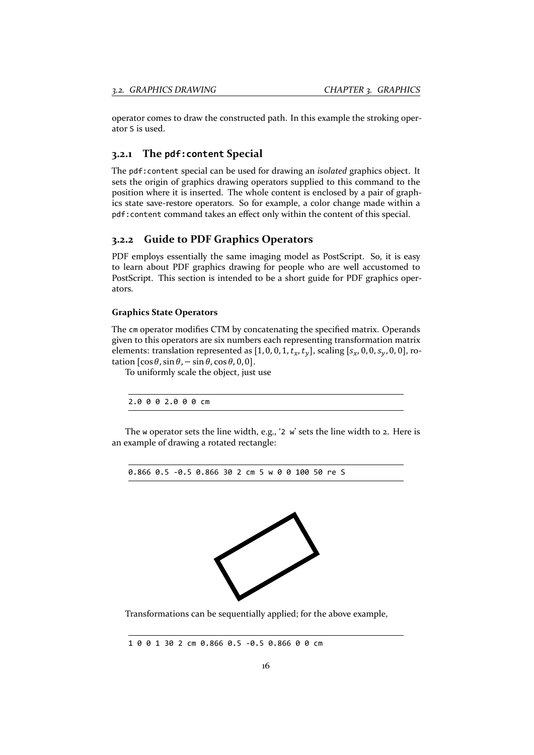operator comes to draw the constructed path. In this example the stroking operator `S` is used.

### 3.2.1 The `pdf:content` Special

The `pdf:content` special can be used for drawing an *isolated* graphics object. It sets the origin of graphics drawing operators supplied to this command to the position where it is inserted. The whole content is enclosed by a pair of graphics state save-restore operators. So for example, a color change made within a `pdf:content` command takes an effect only within the content of this special.

### 3.2.2 Guide to PDF Graphics Operators

PDF employs essentially the same imaging model as PostScript. So, it is easy to learn about PDF graphics drawing for people who are well accustomed to PostScript. This section is intended to be a short guide for PDF graphics operators.

#### Graphics State Operators

The `cm` operator modifies CTM by concatenating the specified matrix. Operands given to this operators are six numbers each representing transformation matrix elements: translation represented as $[1, 0, 0, 1, t_x, t_y]$, scaling $[s_x, 0, 0, s_y, 0, 0]$, rotation $[\cos\theta, \sin\theta, -\sin\theta, \cos\theta, 0, 0]$.

To uniformly scale the object, just use

```
2.0 0 0 2.0 0 0 cm
```

The `w` operator sets the line width, e.g., '`2 w`' sets the line width to 2. Here is an example of drawing a rotated rectangle:

```
0.866 0.5 -0.5 0.866 30 2 cm 5 w 0 0 100 50 re S
```

Transformations can be sequentially applied; for the above example,

```
1 0 0 1 30 2 cm 0.866 0.5 -0.5 0.866 0 0 cm
```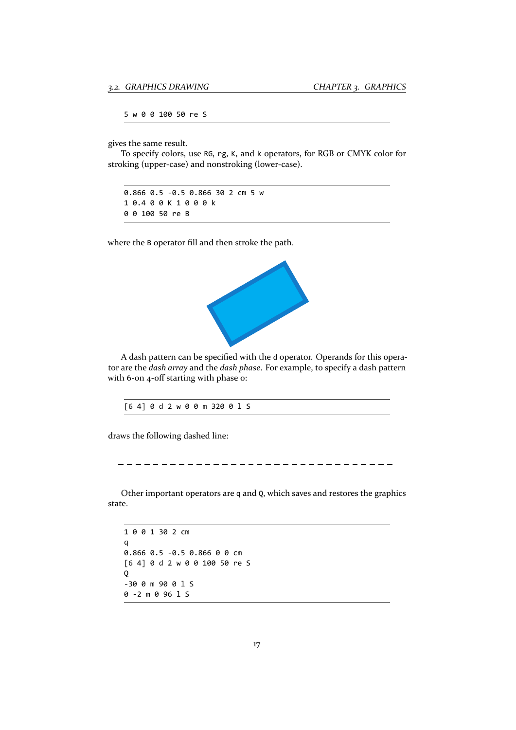```
5 w 0 0 100 50 re S
```

gives the same result.

To specify colors, use `RG`, `rg`, `K`, and `k` operators, for RGB or CMYK color for stroking (upper-case) and nonstroking (lower-case).

```
0.866 0.5 -0.5 0.866 30 2 cm 5 w
1 0.4 0 0 K 1 0 0 0 k
0 0 100 50 re B
```

where the `B` operator fill and then stroke the path.

A dash pattern can be specified with the `d` operator. Operands for this operator are the *dash array* and the *dash phase*. For example, to specify a dash pattern with 6-on 4-off starting with phase 0:

```
[6 4] 0 d 2 w 0 0 m 320 0 l S
```

draws the following dashed line:

Other important operators are `q` and `Q`, which saves and restores the graphics state.

```
1 0 0 1 30 2 cm
q
0.866 0.5 -0.5 0.866 0 0 cm
[6 4] 0 d 2 w 0 0 100 50 re S
Q
-30 0 m 90 0 l S
0 -2 m 0 96 l S
```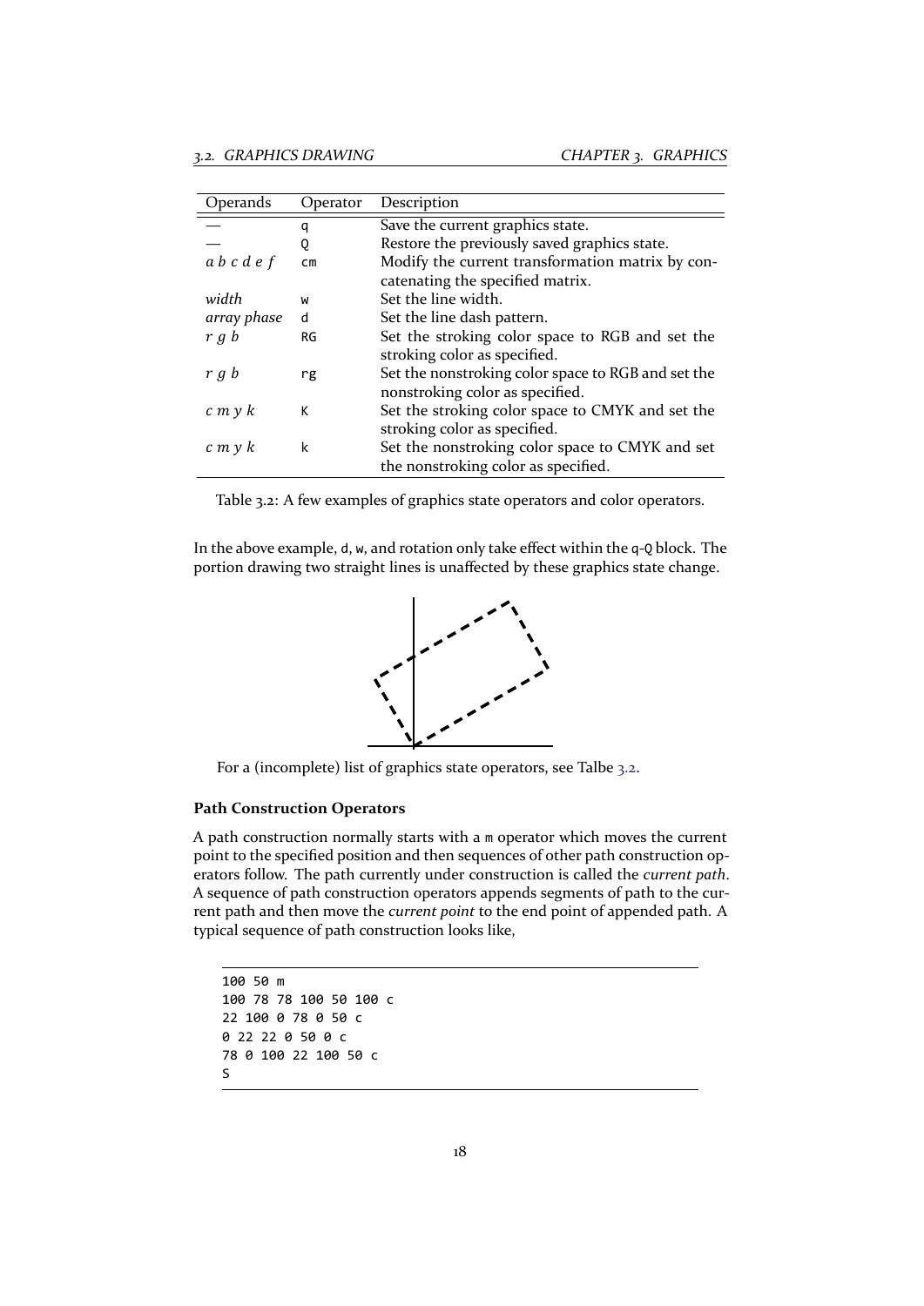| Operands | Operator | Description |
|---|---|---|
| — | `q` | Save the current graphics state. |
| — | `Q` | Restore the previously saved graphics state. |
| *a b c d e f* | `cm` | Modify the current transformation matrix by concatenating the specified matrix. |
| *width* | `w` | Set the line width. |
| *array phase* | `d` | Set the line dash pattern. |
| *r g b* | `RG` | Set the stroking color space to RGB and set the stroking color as specified. |
| *r g b* | `rg` | Set the nonstroking color space to RGB and set the nonstroking color as specified. |
| *c m y k* | `K` | Set the stroking color space to CMYK and set the stroking color as specified. |
| *c m y k* | `k` | Set the nonstroking color space to CMYK and set the nonstroking color as specified. |

Table 3.2: A few examples of graphics state operators and color operators.

In the above example, `d`, `w`, and rotation only take effect within the `q`-`Q` block. The portion drawing two straight lines is unaffected by these graphics state change.

For a (incomplete) list of graphics state operators, see Talbe 3.2.

### Path Construction Operators

A path construction normally starts with a `m` operator which moves the current point to the specified position and then sequences of other path construction operators follow. The path currently under construction is called the *current path*. A sequence of path construction operators appends segments of path to the current path and then move the *current point* to the end point of appended path. A typical sequence of path construction looks like,

```
100 50 m
100 78 78 100 50 100 c
22 100 0 78 0 50 c
0 22 22 0 50 0 c
78 0 100 22 100 50 c
S
```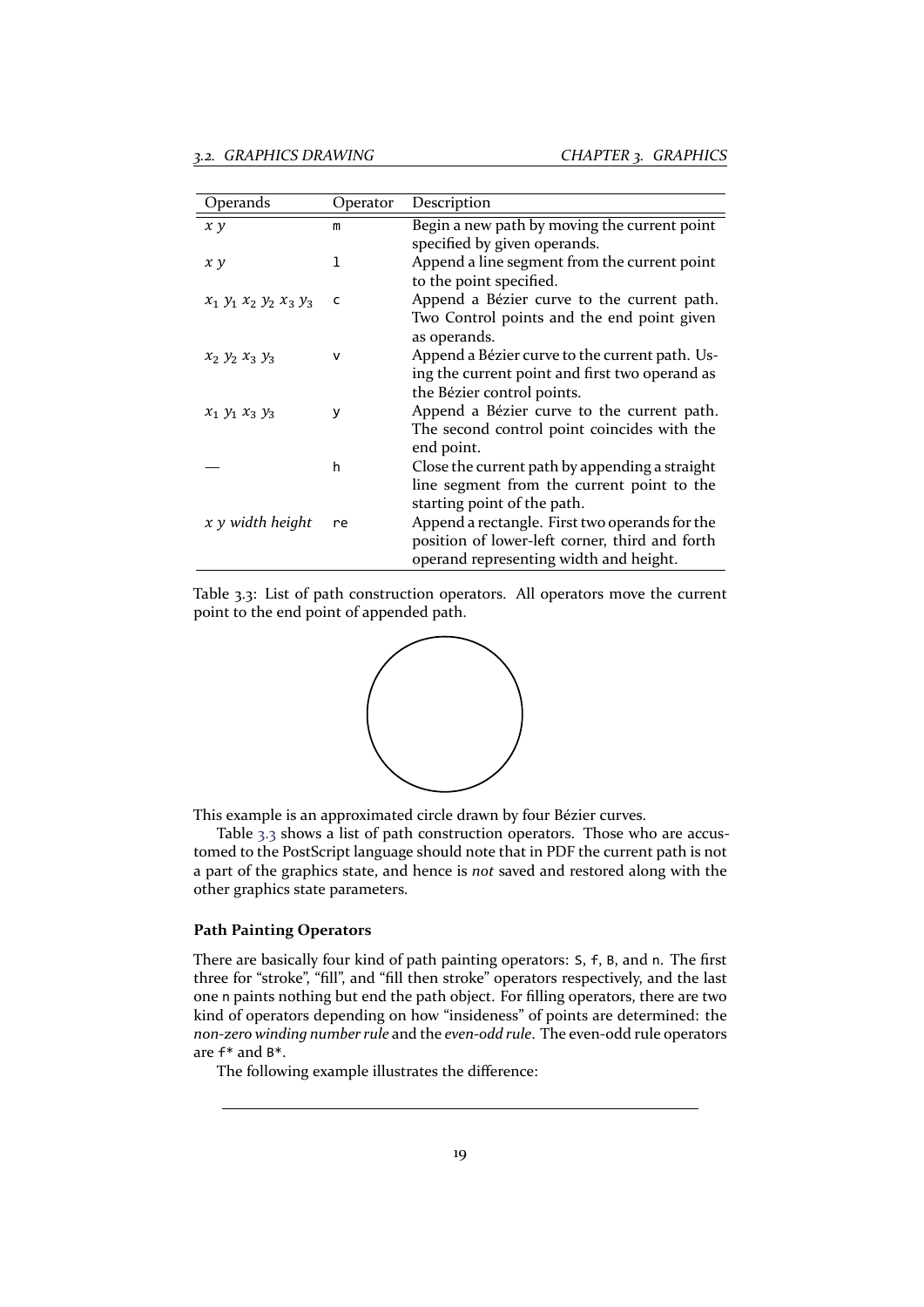| Operands | Operator | Description |
| --- | --- | --- |
| *x y* | `m` | Begin a new path by moving the current point specified by given operands. |
| *x y* | `l` | Append a line segment from the current point to the point specified. |
| $x_1$ $y_1$ $x_2$ $y_2$ $x_3$ $y_3$ | `c` | Append a Bézier curve to the current path. Two Control points and the end point given as operands. |
| $x_2$ $y_2$ $x_3$ $y_3$ | `v` | Append a Bézier curve to the current path. Using the current point and first two operand as the Bézier control points. |
| $x_1$ $y_1$ $x_3$ $y_3$ | `y` | Append a Bézier curve to the current path. The second control point coincides with the end point. |
| — | `h` | Close the current path by appending a straight line segment from the current point to the starting point of the path. |
| *x y width height* | `re` | Append a rectangle. First two operands for the position of lower-left corner, third and forth operand representing width and height. |

Table 3.3: List of path construction operators. All operators move the current point to the end point of appended path.

This example is an approximated circle drawn by four Bézier curves.

Table 3.3 shows a list of path construction operators. Those who are accustomed to the PostScript language should note that in PDF the current path is not a part of the graphics state, and hence is *not* saved and restored along with the other graphics state parameters.

**Path Painting Operators**

There are basically four kind of path painting operators: `S`, `f`, `B`, and `n`. The first three for "stroke", "fill", and "fill then stroke" operators respectively, and the last one `n` paints nothing but end the path object. For filling operators, there are two kind of operators depending on how "insideness" of points are determined: the *non-zero winding number rule* and the *even-odd rule*. The even-odd rule operators are `f*` and `B*`.

The following example illustrates the difference: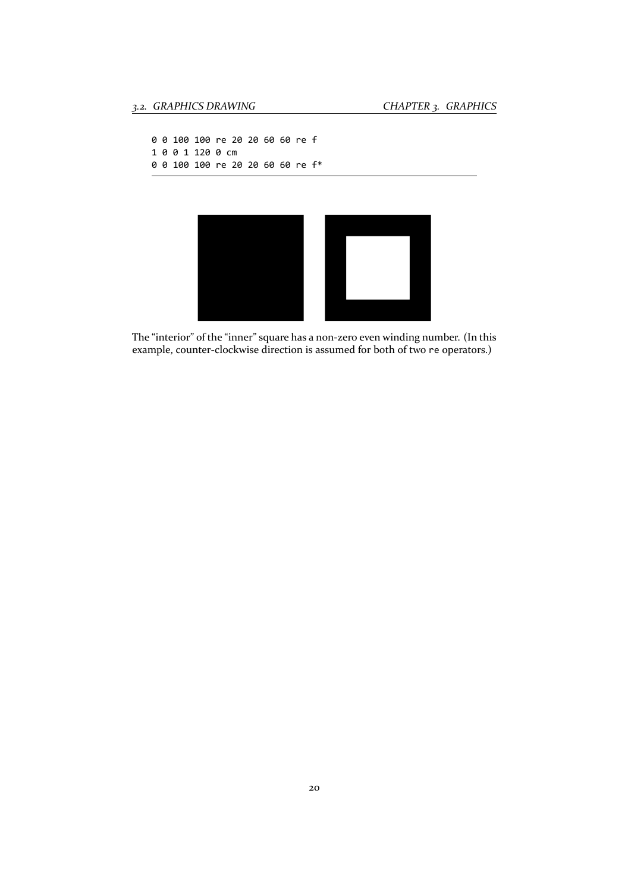```
0 0 100 100 re 20 20 60 60 re f
1 0 0 1 120 0 cm
0 0 100 100 re 20 20 60 60 re f*
```

The "interior" of the "inner" square has a non-zero even winding number. (In this example, counter-clockwise direction is assumed for both of two `re` operators.)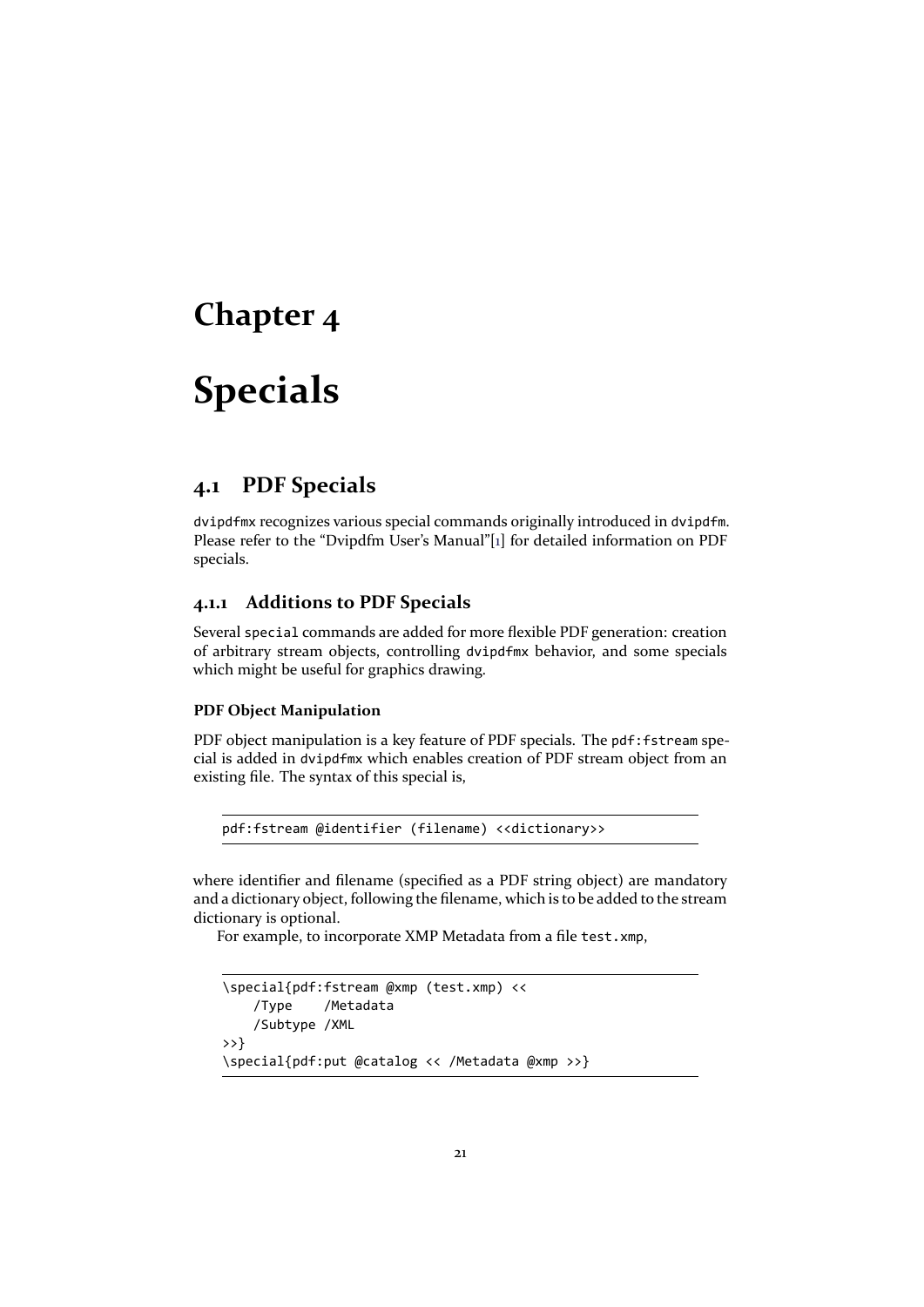# Chapter 4

# Specials

## 4.1 PDF Specials

`dvipdfmx` recognizes various special commands originally introduced in `dvipdfm`. Please refer to the "Dvipdfm User's Manual"[1] for detailed information on PDF specials.

### 4.1.1 Additions to PDF Specials

Several `special` commands are added for more flexible PDF generation: creation of arbitrary stream objects, controlling `dvipdfmx` behavior, and some specials which might be useful for graphics drawing.

#### PDF Object Manipulation

PDF object manipulation is a key feature of PDF specials. The `pdf:fstream` special is added in `dvipdfmx` which enables creation of PDF stream object from an existing file. The syntax of this special is,

```
pdf:fstream @identifier (filename) <<dictionary>>
```

where identifier and filename (specified as a PDF string object) are mandatory and a dictionary object, following the filename, which is to be added to the stream dictionary is optional.

For example, to incorporate XMP Metadata from a file `test.xmp`,

```
\special{pdf:fstream @xmp (test.xmp) <<
    /Type    /Metadata
    /Subtype /XML
>>}
\special{pdf:put @catalog << /Metadata @xmp >>}
```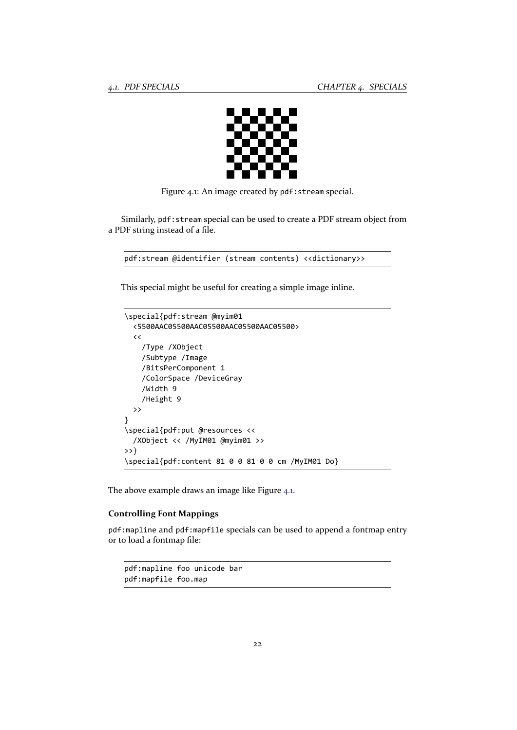Figure 4.1: An image created by pdf:stream special.

Similarly, pdf:stream special can be used to create a PDF stream object from a PDF string instead of a file.

```
pdf:stream @identifier (stream contents) <<dictionary>>
```

This special might be useful for creating a simple image inline.

```
\special{pdf:stream @myim01
  <5500AAC05500AAC05500AAC05500AAC05500>
  <<
    /Type /XObject
    /Subtype /Image
    /BitsPerComponent 1
    /ColorSpace /DeviceGray
    /Width 9
    /Height 9
  >>
}
\special{pdf:put @resources <<
  /XObject << /MyIM01 @myim01 >>
>>}
\special{pdf:content 81 0 0 81 0 0 cm /MyIM01 Do}
```

The above example draws an image like Figure 4.1.

### Controlling Font Mappings

pdf:mapline and pdf:mapfile specials can be used to append a fontmap entry or to load a fontmap file:

```
pdf:mapline foo unicode bar
pdf:mapfile foo.map
```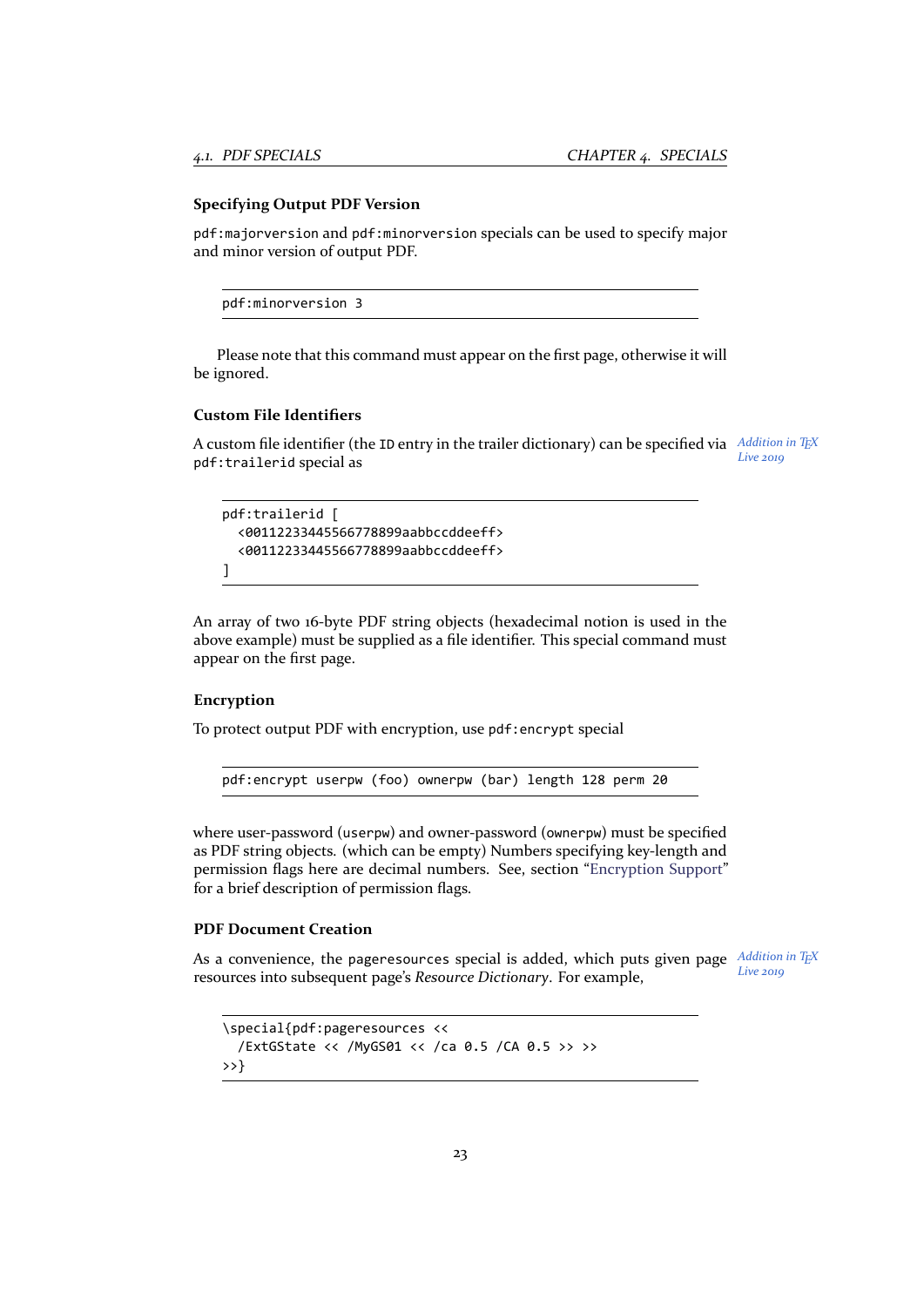### Specifying Output PDF Version

`pdf:majorversion` and `pdf:minorversion` specials can be used to specify major and minor version of output PDF.

```
pdf:minorversion 3
```

Please note that this command must appear on the first page, otherwise it will be ignored.

### Custom File Identifiers

A custom file identifier (the `ID` entry in the trailer dictionary) can be specified via `pdf:trailerid` special as

*Addition in TeX Live 2019*

```
pdf:trailerid [
  <00112233445566778899aabbccddeeff>
  <00112233445566778899aabbccddeeff>
]
```

An array of two 16-byte PDF string objects (hexadecimal notion is used in the above example) must be supplied as a file identifier. This special command must appear on the first page.

### Encryption

To protect output PDF with encryption, use `pdf:encrypt` special

```
pdf:encrypt userpw (foo) ownerpw (bar) length 128 perm 20
```

where user-password (`userpw`) and owner-password (`ownerpw`) must be specified as PDF string objects. (which can be empty) Numbers specifying key-length and permission flags here are decimal numbers. See, section "Encryption Support" for a brief description of permission flags.

### PDF Document Creation

As a convenience, the `pageresources` special is added, which puts given page resources into subsequent page's *Resource Dictionary*. For example,

*Addition in TeX Live 2019*

```
\special{pdf:pageresources <<
  /ExtGState << /MyGS01 << /ca 0.5 /CA 0.5 >> >>
>>}
```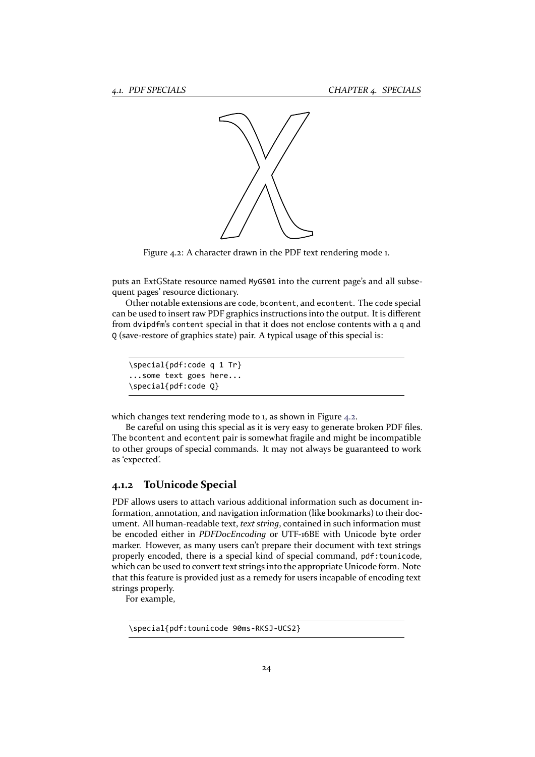Figure 4.2: A character drawn in the PDF text rendering mode 1.

puts an ExtGState resource named `MyGS01` into the current page's and all subsequent pages' resource dictionary.

Other notable extensions are `code`, `bcontent`, and `econtent`. The `code` special can be used to insert raw PDF graphics instructions into the output. It is different from `dvipdfm`'s `content` special in that it does not enclose contents with a `q` and `Q` (save-restore of graphics state) pair. A typical usage of this special is:

```
\special{pdf:code q 1 Tr}
...some text goes here...
\special{pdf:code Q}
```

which changes text rendering mode to 1, as shown in Figure 4.2.

Be careful on using this special as it is very easy to generate broken PDF files. The `bcontent` and `econtent` pair is somewhat fragile and might be incompatible to other groups of special commands. It may not always be guaranteed to work as 'expected'.

### 4.1.2 ToUnicode Special

PDF allows users to attach various additional information such as document information, annotation, and navigation information (like bookmarks) to their document. All human-readable text, *text string*, contained in such information must be encoded either in *PDFDocEncoding* or UTF-16BE with Unicode byte order marker. However, as many users can't prepare their document with text strings properly encoded, there is a special kind of special command, `pdf:tounicode`, which can be used to convert text strings into the appropriate Unicode form. Note that this feature is provided just as a remedy for users incapable of encoding text strings properly.

For example,

```
\special{pdf:tounicode 90ms-RKSJ-UCS2}
```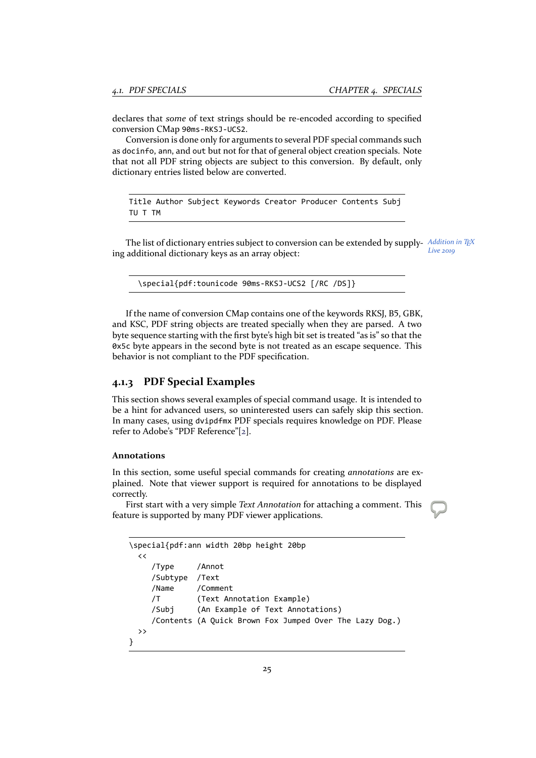declares that *some* of text strings should be re-encoded according to specified conversion CMap `90ms-RKSJ-UCS2`.

Conversion is done only for arguments to several PDF special commands such as `docinfo`, `ann`, and `out` but not for that of general object creation specials. Note that not all PDF string objects are subject to this conversion. By default, only dictionary entries listed below are converted.

```
Title Author Subject Keywords Creator Producer Contents Subj
TU T TM
```

The list of dictionary entries subject to conversion can be extended by supplying additional dictionary keys as an array object:

*Addition in TeX Live 2019*

```
\special{pdf:tounicode 90ms-RKSJ-UCS2 [/RC /DS]}
```

If the name of conversion CMap contains one of the keywords RKSJ, B5, GBK, and KSC, PDF string objects are treated specially when they are parsed. A two byte sequence starting with the first byte's high bit set is treated "as is" so that the `0x5c` byte appears in the second byte is not treated as an escape sequence. This behavior is not compliant to the PDF specification.

### 4.1.3 PDF Special Examples

This section shows several examples of special command usage. It is intended to be a hint for advanced users, so uninterested users can safely skip this section. In many cases, using `dvipdfmx` PDF specials requires knowledge on PDF. Please refer to Adobe's "PDF Reference"[2].

#### Annotations

In this section, some useful special commands for creating *annotations* are explained. Note that viewer support is required for annotations to be displayed correctly.

First start with a very simple *Text Annotation* for attaching a comment. This feature is supported by many PDF viewer applications.

```
\special{pdf:ann width 20bp height 20bp
  <<
     /Type     /Annot
     /Subtype  /Text
     /Name     /Comment
     /T        (Text Annotation Example)
     /Subj     (An Example of Text Annotations)
     /Contents (A Quick Brown Fox Jumped Over The Lazy Dog.)
  >>
}
```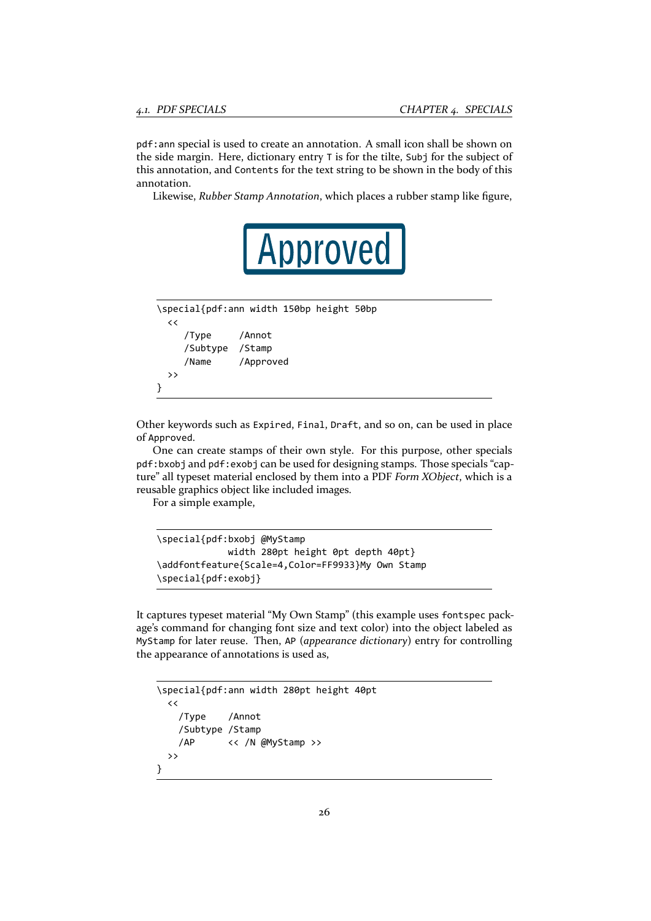`pdf:ann` special is used to create an annotation. A small icon shall be shown on the side margin. Here, dictionary entry `T` is for the tilte, `Subj` for the subject of this annotation, and `Contents` for the text string to be shown in the body of this annotation.

Likewise, *Rubber Stamp Annotation*, which places a rubber stamp like figure,

Approved

```
\special{pdf:ann width 150bp height 50bp
  <<
     /Type     /Annot
     /Subtype  /Stamp
     /Name     /Approved
  >>
}
```

Other keywords such as `Expired`, `Final`, `Draft`, and so on, can be used in place of `Approved`.

One can create stamps of their own style. For this purpose, other specials `pdf:bxobj` and `pdf:exobj` can be used for designing stamps. Those specials "capture" all typeset material enclosed by them into a PDF *Form XObject*, which is a reusable graphics object like included images.

For a simple example,

```
\special{pdf:bxobj @MyStamp
             width 280pt height 0pt depth 40pt}
\addfontfeature{Scale=4,Color=FF9933}My Own Stamp
\special{pdf:exobj}
```

It captures typeset material "My Own Stamp" (this example uses `fontspec` package's command for changing font size and text color) into the object labeled as `MyStamp` for later reuse. Then, `AP` (*appearance dictionary*) entry for controlling the appearance of annotations is used as,

```
\special{pdf:ann width 280pt height 40pt
  <<
    /Type    /Annot
    /Subtype /Stamp
    /AP      << /N @MyStamp >>
  >>
}
```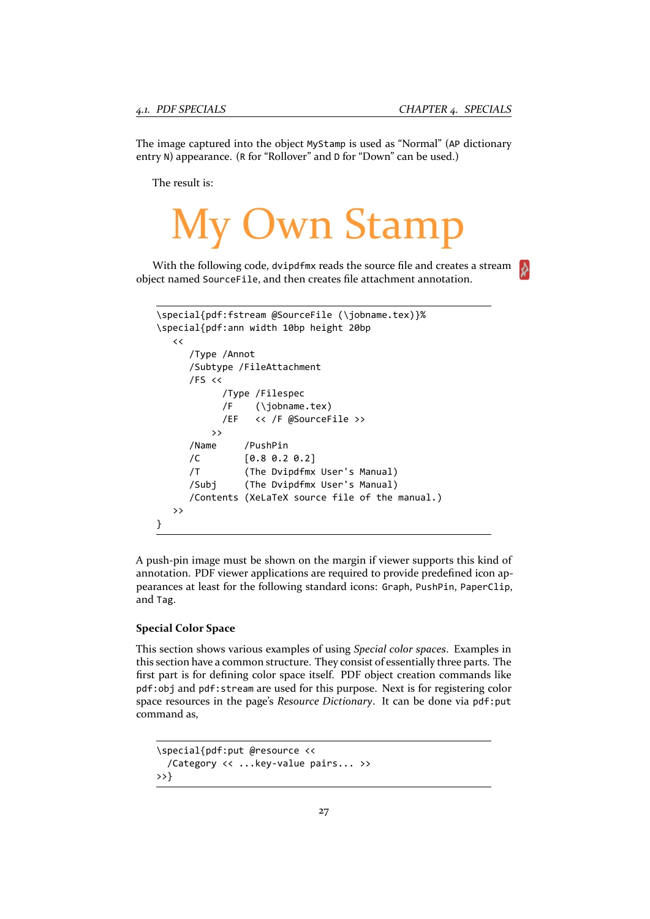The image captured into the object `MyStamp` is used as "Normal" (`AP` dictionary entry `N`) appearance. (`R` for "Rollover" and `D` for "Down" can be used.)

The result is:

My Own Stamp

With the following code, `dvipdfmx` reads the source file and creates a stream object named `SourceFile`, and then creates file attachment annotation.

```
\special{pdf:fstream @SourceFile (\jobname.tex)}%
\special{pdf:ann width 10bp height 20bp
   <<
      /Type /Annot
      /Subtype /FileAttachment
      /FS <<
            /Type /Filespec
            /F    (\jobname.tex)
            /EF   << /F @SourceFile >>
          >>
      /Name     /PushPin
      /C        [0.8 0.2 0.2]
      /T        (The Dvipdfmx User's Manual)
      /Subj     (The Dvipdfmx User's Manual)
      /Contents (XeLaTeX source file of the manual.)
   >>
}
```

A push-pin image must be shown on the margin if viewer supports this kind of annotation. PDF viewer applications are required to provide predefined icon appearances at least for the following standard icons: `Graph`, `PushPin`, `PaperClip`, and `Tag`.

### Special Color Space

This section shows various examples of using *Special color spaces*. Examples in this section have a common structure. They consist of essentially three parts. The first part is for defining color space itself. PDF object creation commands like `pdf:obj` and `pdf:stream` are used for this purpose. Next is for registering color space resources in the page's *Resource Dictionary*. It can be done via `pdf:put` command as,

```
\special{pdf:put @resource <<
  /Category << ...key-value pairs... >>
>>}
```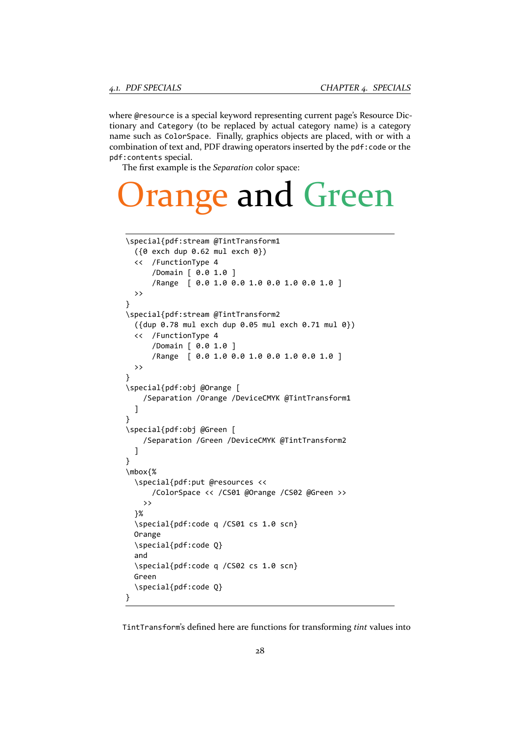where `@resource` is a special keyword representing current page's Resource Dictionary and `Category` (to be replaced by actual category name) is a category name such as `ColorSpace`. Finally, graphics objects are placed, with or with a combination of text and, PDF drawing operators inserted by the `pdf:code` or the `pdf:contents` special.

The first example is the *Separation* color space:

Orange and Green

```
\special{pdf:stream @TintTransform1
  ({0 exch dup 0.62 mul exch 0})
  <<  /FunctionType 4
      /Domain [ 0.0 1.0 ]
      /Range  [ 0.0 1.0 0.0 1.0 0.0 1.0 0.0 1.0 ]
  >>
}
\special{pdf:stream @TintTransform2
  ({dup 0.78 mul exch dup 0.05 mul exch 0.71 mul 0})
  <<  /FunctionType 4
      /Domain [ 0.0 1.0 ]
      /Range  [ 0.0 1.0 0.0 1.0 0.0 1.0 0.0 1.0 ]
  >>
}
\special{pdf:obj @Orange [
    /Separation /Orange /DeviceCMYK @TintTransform1
  ]
}
\special{pdf:obj @Green [
    /Separation /Green /DeviceCMYK @TintTransform2
  ]
}
\mbox{%
  \special{pdf:put @resources <<
      /ColorSpace << /CS01 @Orange /CS02 @Green >>
    >>
  }%
  \special{pdf:code q /CS01 cs 1.0 scn}
  Orange
  \special{pdf:code Q}
  and
  \special{pdf:code q /CS02 cs 1.0 scn}
  Green
  \special{pdf:code Q}
}
```

`TintTransform`'s defined here are functions for transforming *tint* values into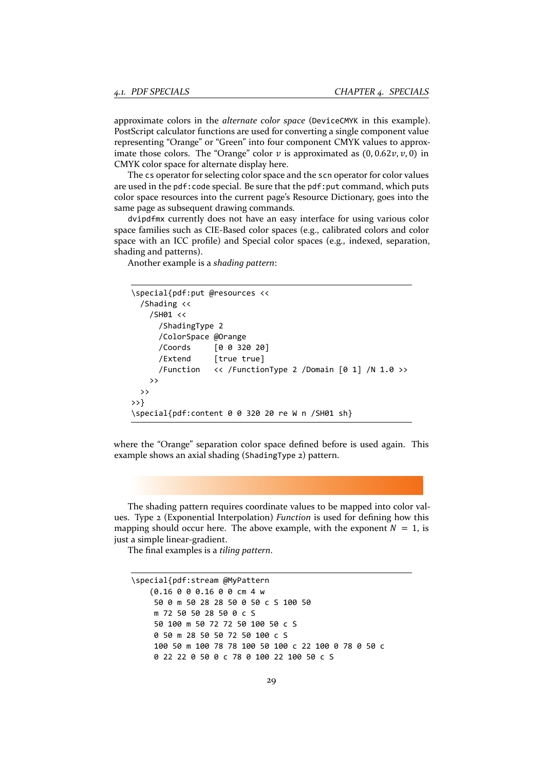approximate colors in the *alternate color space* (`DeviceCMYK` in this example). PostScript calculator functions are used for converting a single component value representing "Orange" or "Green" into four component CMYK values to approximate those colors. The "Orange" color $v$ is approximated as $(0, 0.62v, v, 0)$ in CMYK color space for alternate display here.

The `cs` operator for selecting color space and the `scn` operator for color values are used in the `pdf:code` special. Be sure that the `pdf:put` command, which puts color space resources into the current page's Resource Dictionary, goes into the same page as subsequent drawing commands.

`dvipdfmx` currently does not have an easy interface for using various color space families such as CIE-Based color spaces (e.g., calibrated colors and color space with an ICC profile) and Special color spaces (e.g., indexed, separation, shading and patterns).

Another example is a *shading pattern*:

```
\special{pdf:put @resources <<
  /Shading <<
    /SH01 <<
      /ShadingType 2
      /ColorSpace @Orange
      /Coords     [0 0 320 20]
      /Extend     [true true]
      /Function   << /FunctionType 2 /Domain [0 1] /N 1.0 >>
    >>
  >>
>>}
\special{pdf:content 0 0 320 20 re W n /SH01 sh}
```

where the "Orange" separation color space defined before is used again. This example shows an axial shading (`ShadingType` 2) pattern.

The shading pattern requires coordinate values to be mapped into color values. Type 2 (Exponential Interpolation) *Function* is used for defining how this mapping should occur here. The above example, with the exponent $N = 1$, is just a simple linear-gradient.

The final examples is a *tiling pattern*.

```
\special{pdf:stream @MyPattern
    (0.16 0 0 0.16 0 0 cm 4 w
     50 0 m 50 28 28 50 0 50 c S 100 50
     m 72 50 50 28 50 0 c S
     50 100 m 50 72 72 50 100 50 c S
     0 50 m 28 50 50 72 50 100 c S
     100 50 m 100 78 78 100 50 100 c 22 100 0 78 0 50 c
     0 22 22 0 50 0 c 78 0 100 22 100 50 c S
```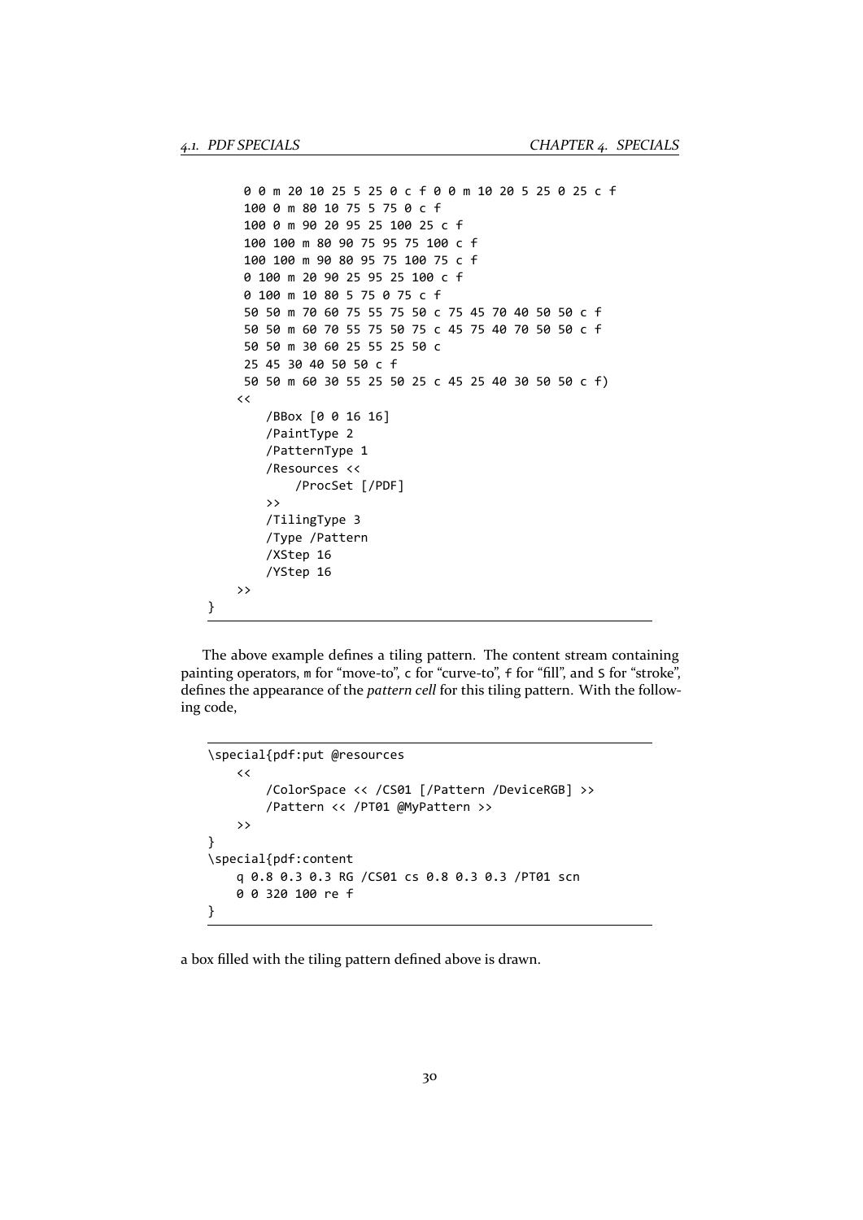```
    0 0 m 20 10 25 5 25 0 c f 0 0 m 10 20 5 25 0 25 c f
    100 0 m 80 10 75 5 75 0 c f
    100 0 m 90 20 95 25 100 25 c f
    100 100 m 80 90 75 95 75 100 c f
    100 100 m 90 80 95 75 100 75 c f
    0 100 m 20 90 25 95 25 100 c f
    0 100 m 10 80 5 75 0 75 c f
    50 50 m 70 60 75 55 75 50 c 75 45 70 40 50 50 c f
    50 50 m 60 70 55 75 50 75 c 45 75 40 70 50 50 c f
    50 50 m 30 60 25 55 25 50 c
    25 45 30 40 50 50 c f
    50 50 m 60 30 55 25 50 25 c 45 25 40 30 50 50 c f)
   <<
       /BBox [0 0 16 16]
       /PaintType 2
       /PatternType 1
       /Resources <<
           /ProcSet [/PDF]
       >>
       /TilingType 3
       /Type /Pattern
       /XStep 16
       /YStep 16
   >>
}
```

The above example defines a tiling pattern. The content stream containing painting operators, `m` for "move-to", `c` for "curve-to", `f` for "fill", and `S` for "stroke", defines the appearance of the *pattern cell* for this tiling pattern. With the following code,

```
\special{pdf:put @resources
    <<
        /ColorSpace << /CS01 [/Pattern /DeviceRGB] >>
        /Pattern << /PT01 @MyPattern >>
    >>
}
\special{pdf:content
    q 0.8 0.3 0.3 RG /CS01 cs 0.8 0.3 0.3 /PT01 scn
    0 0 320 100 re f
}
```

a box filled with the tiling pattern defined above is drawn.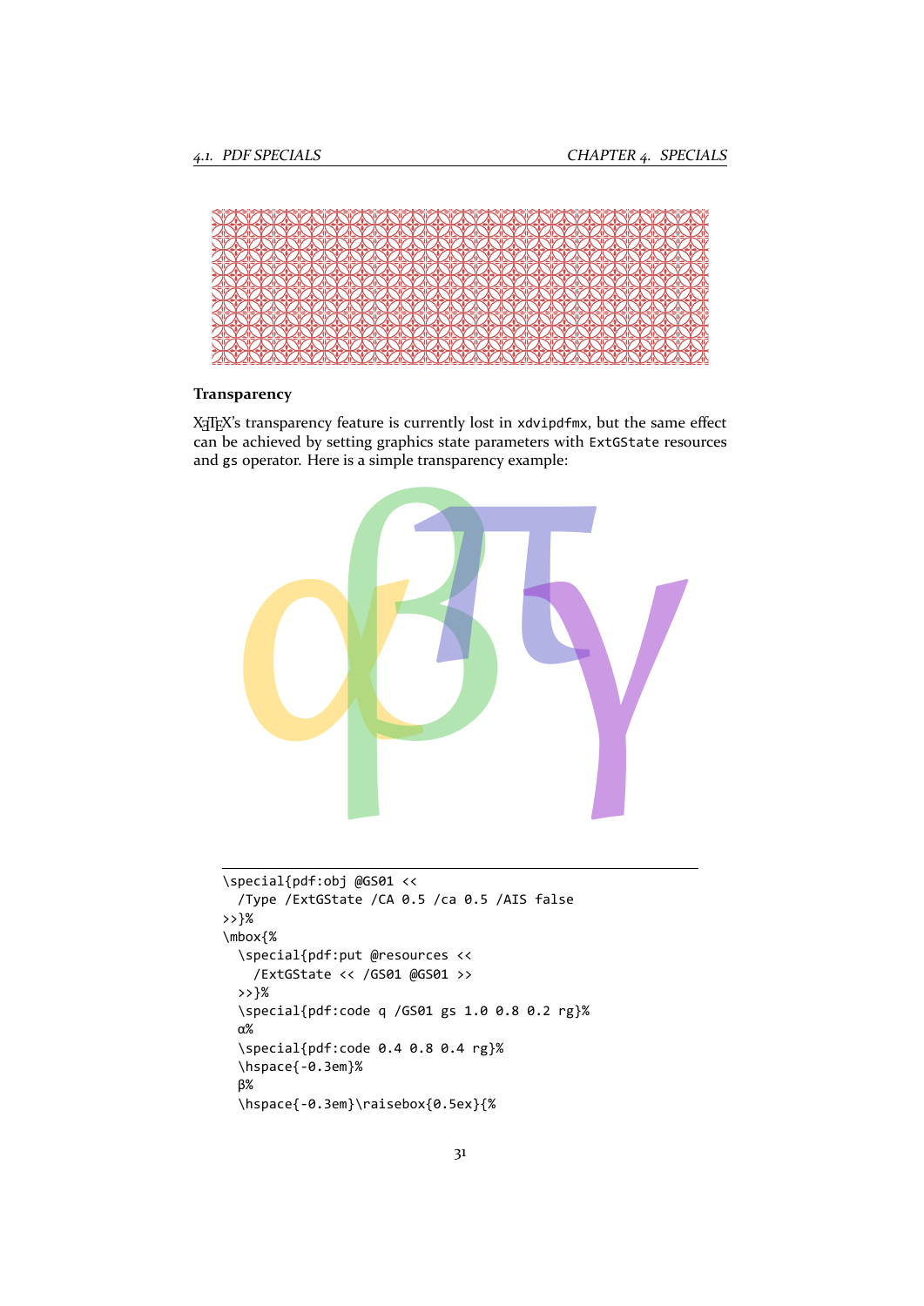### Transparency

XƎTEX's transparency feature is currently lost in `xdvipdfmx`, but the same effect can be achieved by setting graphics state parameters with `ExtGState` resources and `gs` operator. Here is a simple transparency example:

```
\special{pdf:obj @GS01 <<
  /Type /ExtGState /CA 0.5 /ca 0.5 /AIS false
>>}%
\mbox{%
  \special{pdf:put @resources <<
    /ExtGState << /GS01 @GS01 >>
  >>}%
  \special{pdf:code q /GS01 gs 1.0 0.8 0.2 rg}%
  α%
  \special{pdf:code 0.4 0.8 0.4 rg}%
  \hspace{-0.3em}%
  β%
  \hspace{-0.3em}\raisebox{0.5ex}{%
```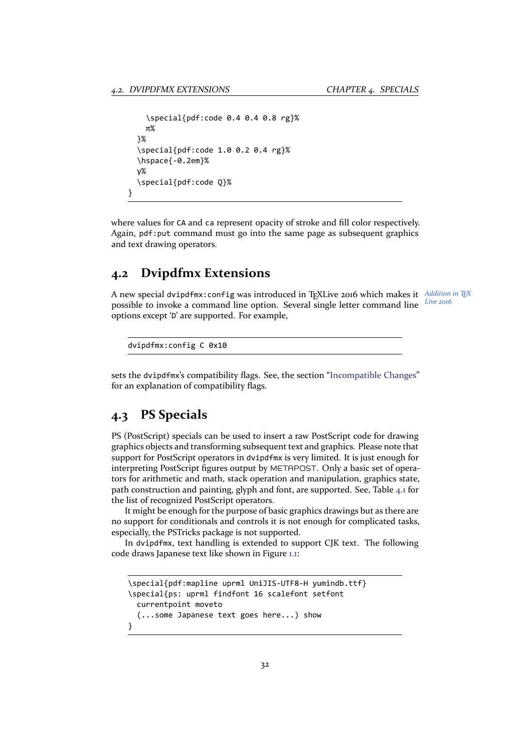```
    \special{pdf:code 0.4 0.4 0.8 rg}%
    π%
  }%
  \special{pdf:code 1.0 0.2 0.4 rg}%
  \hspace{-0.2em}%
  γ%
  \special{pdf:code Q}%
}
```

where values for `CA` and `ca` represent opacity of stroke and fill color respectively. Again, `pdf:put` command must go into the same page as subsequent graphics and text drawing operators.

## 4.2 Dvipdfmx Extensions

A new special `dvipdfmx:config` was introduced in TEXLive 2016 which makes it possible to invoke a command line option. Several single letter command line options except ‘`D`’ are supported. For example,

*Addition in TEX Live 2016*

```
dvipdfmx:config C 0x10
```

sets the `dvipdfmx`’s compatibility flags. See, the section “Incompatible Changes” for an explanation of compatibility flags.

## 4.3 PS Specials

PS (PostScript) specials can be used to insert a raw PostScript code for drawing graphics objects and transforming subsequent text and graphics. Please note that support for PostScript operators in `dvipdfmx` is very limited. It is just enough for interpreting PostScript figures output by METAPOST. Only a basic set of operators for arithmetic and math, stack operation and manipulation, graphics state, path construction and painting, glyph and font, are supported. See, Table 4.1 for the list of recognized PostScript operators.

It might be enough for the purpose of basic graphics drawings but as there are no support for conditionals and controls it is not enough for complicated tasks, especially, the PSTricks package is not supported.

In `dvipdfmx`, text handling is extended to support CJK text. The following code draws Japanese text like shown in Figure 1.1:

```
\special{pdf:mapline uprml UniJIS-UTF8-H yumindb.ttf}
\special{ps: uprml findfont 16 scalefont setfont
  currentpoint moveto
  (...some Japanese text goes here...) show
}
```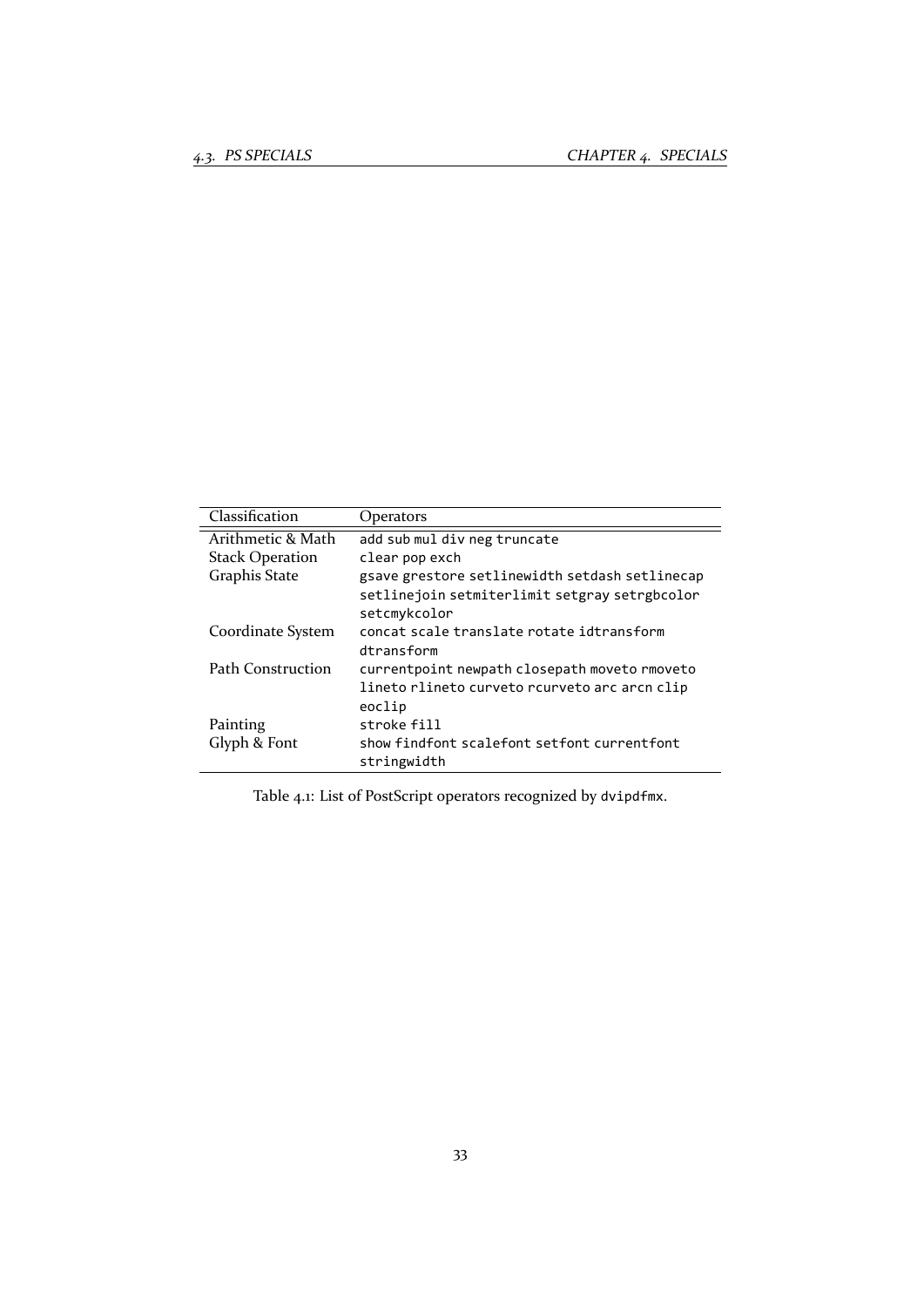| Classification | Operators |
|---|---|
| Arithmetic & Math | `add` `sub` `mul` `div` `neg` `truncate` |
| Stack Operation | `clear` `pop` `exch` |
| Graphis State | `gsave` `grestore` `setlinewidth` `setdash` `setlinecap` `setlinejoin` `setmiterlimit` `setgray` `setrgbcolor` `setcmykcolor` |
| Coordinate System | `concat` `scale` `translate` `rotate` `idtransform` `dtransform` |
| Path Construction | `currentpoint` `newpath` `closepath` `moveto` `rmoveto` `lineto` `rlineto` `curveto` `rcurveto` `arc` `arcn` `clip` `eoclip` |
| Painting | `stroke` `fill` |
| Glyph & Font | `show` `findfont` `scalefont` `setfont` `currentfont` `stringwidth` |

Table 4.1: List of PostScript operators recognized by `dvipdfmx`.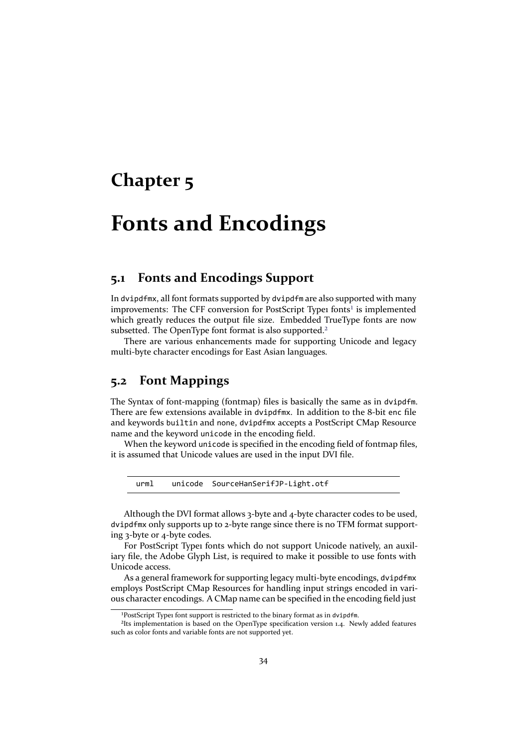# Chapter 5

# Fonts and Encodings

## 5.1 Fonts and Encodings Support

In dvipdfmx, all font formats supported by dvipdfm are also supported with many improvements: The CFF conversion for PostScript Type1 fonts[1] is implemented which greatly reduces the output file size. Embedded TrueType fonts are now subsetted. The OpenType font format is also supported.[2]

There are various enhancements made for supporting Unicode and legacy multi-byte character encodings for East Asian languages.

## 5.2 Font Mappings

The Syntax of font-mapping (fontmap) files is basically the same as in dvipdfm. There are few extensions available in dvipdfmx. In addition to the 8-bit enc file and keywords builtin and none, dvipdfmx accepts a PostScript CMap Resource name and the keyword unicode in the encoding field.

When the keyword unicode is specified in the encoding field of fontmap files, it is assumed that Unicode values are used in the input DVI file.

```
urml    unicode  SourceHanSerifJP-Light.otf
```

Although the DVI format allows 3-byte and 4-byte character codes to be used, dvipdfmx only supports up to 2-byte range since there is no TFM format supporting 3-byte or 4-byte codes.

For PostScript Type1 fonts which do not support Unicode natively, an auxiliary file, the Adobe Glyph List, is required to make it possible to use fonts with Unicode access.

As a general framework for supporting legacy multi-byte encodings, dvipdfmx employs PostScript CMap Resources for handling input strings encoded in various character encodings. A CMap name can be specified in the encoding field just

[1] PostScript Type1 font support is restricted to the binary format as in dvipdfm.

[2] Its implementation is based on the OpenType specification version 1.4. Newly added features such as color fonts and variable fonts are not supported yet.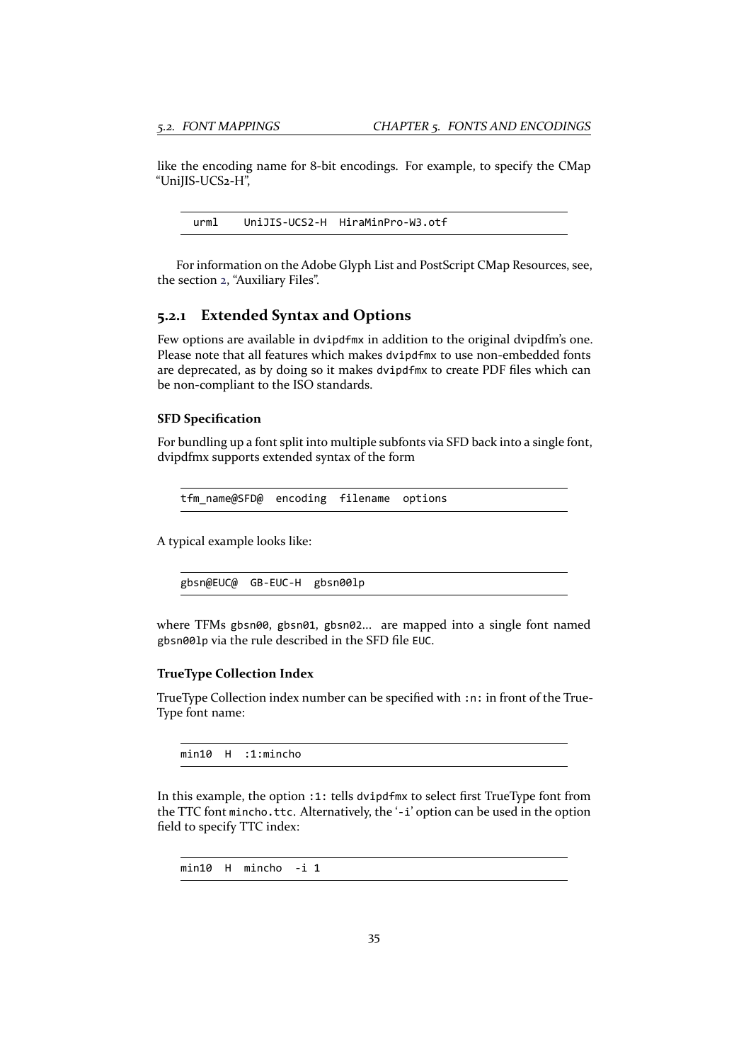like the encoding name for 8-bit encodings. For example, to specify the CMap "UniJIS-UCS2-H",

```
urml    UniJIS-UCS2-H  HiraMinPro-W3.otf
```

For information on the Adobe Glyph List and PostScript CMap Resources, see, the section 2, "Auxiliary Files".

### 5.2.1 Extended Syntax and Options

Few options are available in `dvipdfmx` in addition to the original dvipdfm's one. Please note that all features which makes `dvipdfmx` to use non-embedded fonts are deprecated, as by doing so it makes `dvipdfmx` to create PDF files which can be non-compliant to the ISO standards.

#### SFD Specification

For bundling up a font split into multiple subfonts via SFD back into a single font, dvipdfmx supports extended syntax of the form

```
tfm_name@SFD@  encoding  filename  options
```

A typical example looks like:

```
gbsn@EUC@  GB-EUC-H  gbsn00lp
```

where TFMs `gbsn00`, `gbsn01`, `gbsn02`... are mapped into a single font named `gbsn00lp` via the rule described in the SFD file `EUC`.

#### TrueType Collection Index

TrueType Collection index number can be specified with `:n:` in front of the TrueType font name:

```
min10  H  :1:mincho
```

In this example, the option `:1:` tells `dvipdfmx` to select first TrueType font from the TTC font `mincho.ttc`. Alternatively, the '`-i`' option can be used in the option field to specify TTC index:

```
min10  H  mincho  -i 1
```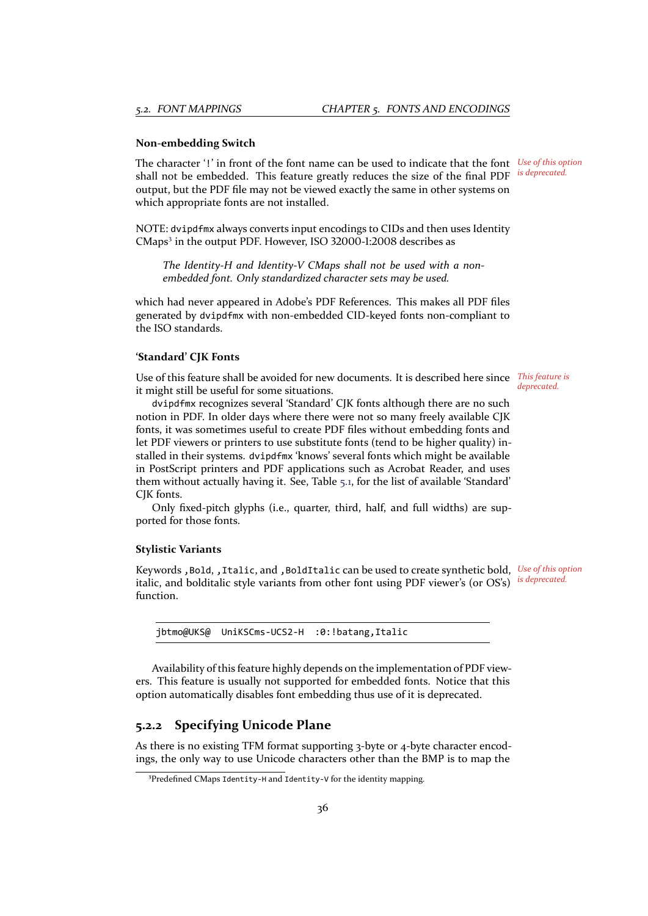#### Non-embedding Switch

The character '!' in front of the font name can be used to indicate that the font shall not be embedded. This feature greatly reduces the size of the final PDF output, but the PDF file may not be viewed exactly the same in other systems on which appropriate fonts are not installed.

*Use of this option is deprecated.*

NOTE: `dvipdfmx` always converts input encodings to CIDs and then uses Identity CMaps[3] in the output PDF. However, ISO 32000-1:2008 describes as

> *The Identity-H and Identity-V CMaps shall not be used with a non-embedded font. Only standardized character sets may be used.*

which had never appeared in Adobe's PDF References. This makes all PDF files generated by `dvipdfmx` with non-embedded CID-keyed fonts non-compliant to the ISO standards.

#### 'Standard' CJK Fonts

Use of this feature shall be avoided for new documents. It is described here since it might still be useful for some situations.

*This feature is deprecated.*

`dvipdfmx` recognizes several 'Standard' CJK fonts although there are no such notion in PDF. In older days where there were not so many freely available CJK fonts, it was sometimes useful to create PDF files without embedding fonts and let PDF viewers or printers to use substitute fonts (tend to be higher quality) installed in their systems. `dvipdfmx` 'knows' several fonts which might be available in PostScript printers and PDF applications such as Acrobat Reader, and uses them without actually having it. See, Table 5.1, for the list of available 'Standard' CJK fonts.

Only fixed-pitch glyphs (i.e., quarter, third, half, and full widths) are supported for those fonts.

#### Stylistic Variants

Keywords `,Bold`, `,Italic`, and `,BoldItalic` can be used to create synthetic bold, italic, and bolditalic style variants from other font using PDF viewer's (or OS's) function.

*Use of this option is deprecated.*

```
jbtmo@UKS@  UniKSCms-UCS2-H  :0:!batang,Italic
```

Availability of this feature highly depends on the implementation of PDF viewers. This feature is usually not supported for embedded fonts. Notice that this option automatically disables font embedding thus use of it is deprecated.

### 5.2.2 Specifying Unicode Plane

As there is no existing TFM format supporting 3-byte or 4-byte character encodings, the only way to use Unicode characters other than the BMP is to map the

[3] Predefined CMaps `Identity-H` and `Identity-V` for the identity mapping.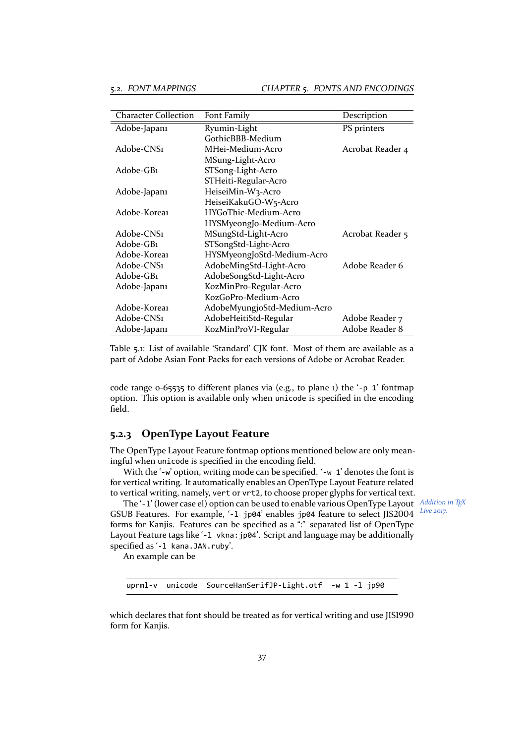| Character Collection | Font Family | Description |
|---|---|---|
| Adobe-Japan1 | Ryumin-Light | PS printers |
| | GothicBBB-Medium | |
| Adobe-CNS1 | MHei-Medium-Acro | Acrobat Reader 4 |
| | MSung-Light-Acro | |
| Adobe-GB1 | STSong-Light-Acro | |
| | STHeiti-Regular-Acro | |
| Adobe-Japan1 | HeiseiMin-W3-Acro | |
| | HeiseiKakuGO-W5-Acro | |
| Adobe-Korea1 | HYGoThic-Medium-Acro | |
| | HYSMyeongJo-Medium-Acro | |
| Adobe-CNS1 | MSungStd-Light-Acro | Acrobat Reader 5 |
| Adobe-GB1 | STSongStd-Light-Acro | |
| Adobe-Korea1 | HYSMyeongJoStd-Medium-Acro | |
| Adobe-CNS1 | AdobeMingStd-Light-Acro | Adobe Reader 6 |
| Adobe-GB1 | AdobeSongStd-Light-Acro | |
| Adobe-Japan1 | KozMinPro-Regular-Acro | |
| | KozGoPro-Medium-Acro | |
| Adobe-Korea1 | AdobeMyungjoStd-Medium-Acro | |
| Adobe-CNS1 | AdobeHeitiStd-Regular | Adobe Reader 7 |
| Adobe-Japan1 | KozMinProVI-Regular | Adobe Reader 8 |

Table 5.1: List of available 'Standard' CJK font. Most of them are available as a part of Adobe Asian Font Packs for each versions of Adobe or Acrobat Reader.

code range 0-65535 to different planes via (e.g., to plane 1) the '`-p 1`' fontmap option. This option is available only when `unicode` is specified in the encoding field.

### 5.2.3 OpenType Layout Feature

The OpenType Layout Feature fontmap options mentioned below are only meaningful when `unicode` is specified in the encoding field.

With the '`-w`' option, writing mode can be specified. '`-w 1`' denotes the font is for vertical writing. It automatically enables an OpenType Layout Feature related to vertical writing, namely, `vert` or `vrt2`, to choose proper glyphs for vertical text.

*Addition in TeX Live 2017.*

The '`-l`' (lower case el) option can be used to enable various OpenType Layout GSUB Features. For example, '`-l jp04`' enables `jp04` feature to select JIS2004 forms for Kanjis. Features can be specified as a ":" separated list of OpenType Layout Feature tags like '`-l vkna:jp04`'. Script and language may be additionally specified as '`-l kana.JAN.ruby`'.

An example can be

```
uprml-v  unicode  SourceHanSerifJP-Light.otf  -w 1 -l jp90
```

which declares that font should be treated as for vertical writing and use JIS1990 form for Kanjis.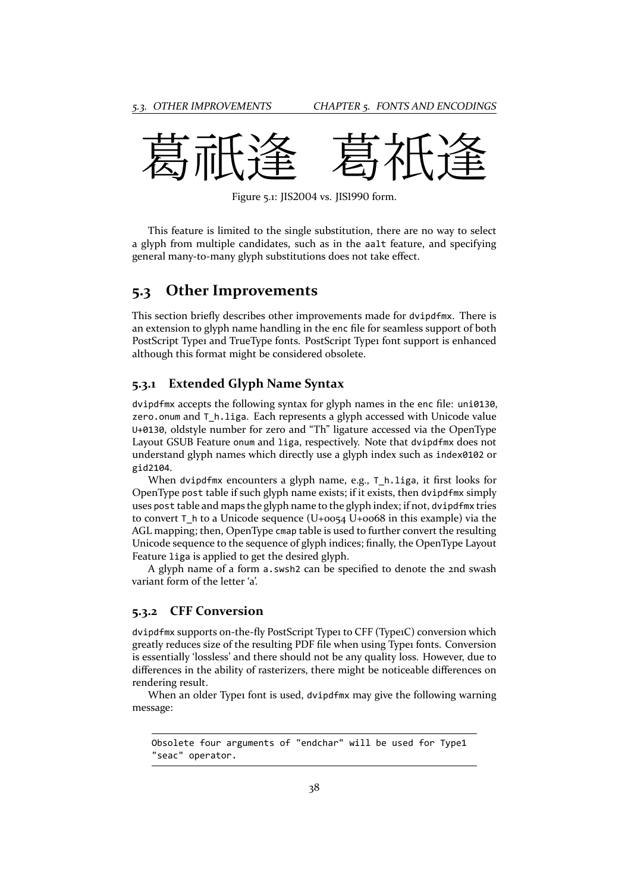葛祇逢 葛祇逢

Figure 5.1: JIS2004 vs. JIS1990 form.

This feature is limited to the single substitution, there are no way to select a glyph from multiple candidates, such as in the `aalt` feature, and specifying general many-to-many glyph substitutions does not take effect.

## 5.3 Other Improvements

This section briefly describes other improvements made for `dvipdfmx`. There is an extension to glyph name handling in the `enc` file for seamless support of both PostScript Type1 and TrueType fonts. PostScript Type1 font support is enhanced although this format might be considered obsolete.

### 5.3.1 Extended Glyph Name Syntax

`dvipdfmx` accepts the following syntax for glyph names in the `enc` file: `uni0130`, `zero.onum` and `T_h.liga`. Each represents a glyph accessed with Unicode value `U+0130`, oldstyle number for zero and "Th" ligature accessed via the OpenType Layout GSUB Feature `onum` and `liga`, respectively. Note that `dvipdfmx` does not understand glyph names which directly use a glyph index such as `index0102` or `gid2104`.

When `dvipdfmx` encounters a glyph name, e.g., `T_h.liga`, it first looks for OpenType `post` table if such glyph name exists; if it exists, then `dvipdfmx` simply uses `post` table and maps the glyph name to the glyph index; if not, `dvipdfmx` tries to convert `T_h` to a Unicode sequence (U+0054 U+0068 in this example) via the AGL mapping; then, OpenType `cmap` table is used to further convert the resulting Unicode sequence to the sequence of glyph indices; finally, the OpenType Layout Feature `liga` is applied to get the desired glyph.

A glyph name of a form `a.swsh2` can be specified to denote the 2nd swash variant form of the letter 'a'.

### 5.3.2 CFF Conversion

`dvipdfmx` supports on-the-fly PostScript Type1 to CFF (Type1C) conversion which greatly reduces size of the resulting PDF file when using Type1 fonts. Conversion is essentially 'lossless' and there should not be any quality loss. However, due to differences in the ability of rasterizers, there might be noticeable differences on rendering result.

When an older Type1 font is used, `dvipdfmx` may give the following warning message:

```
Obsolete four arguments of "endchar" will be used for Type1
"seac" operator.
```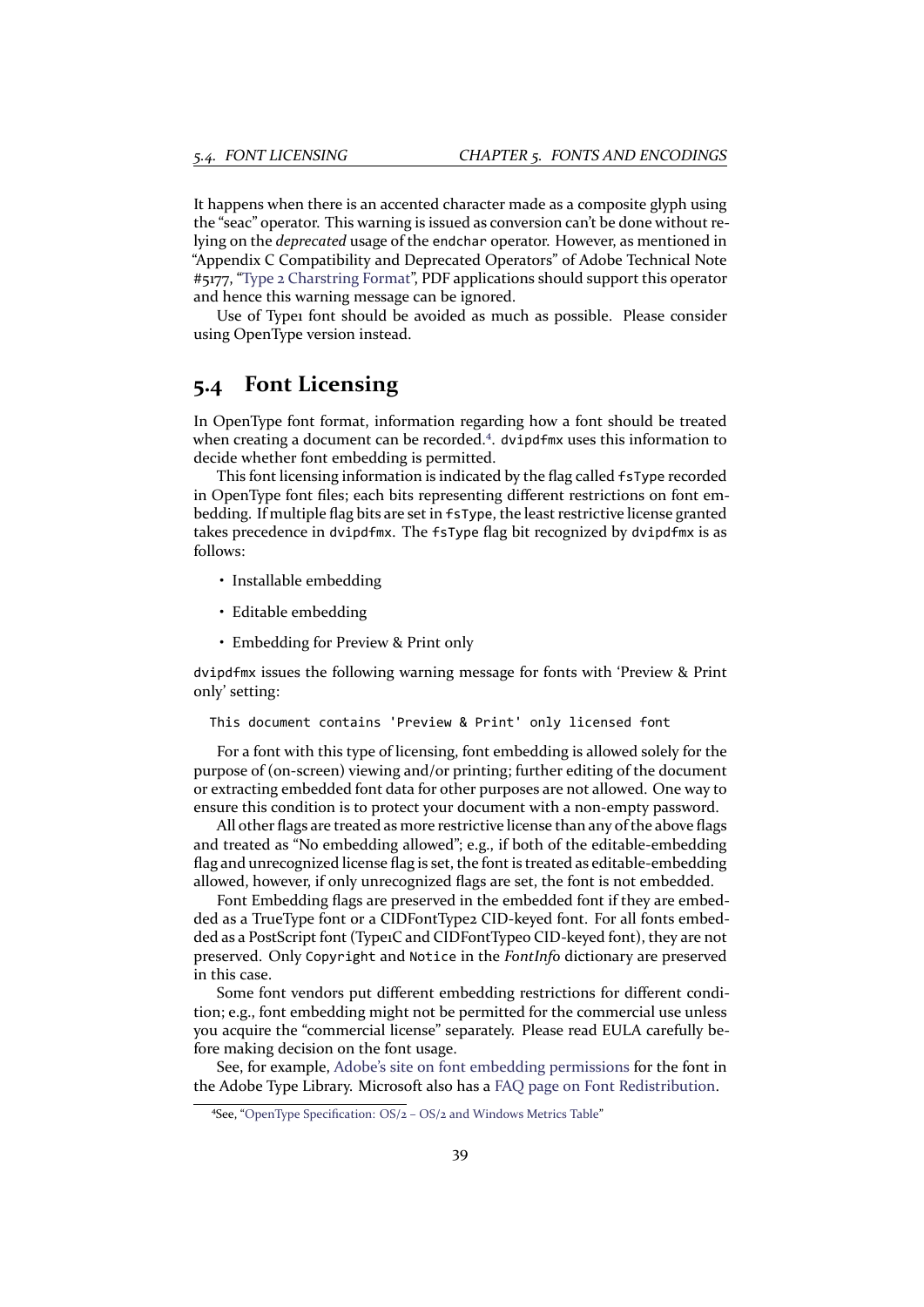It happens when there is an accented character made as a composite glyph using the "seac" operator. This warning is issued as conversion can't be done without relying on the *deprecated* usage of the `endchar` operator. However, as mentioned in "Appendix C Compatibility and Deprecated Operators" of Adobe Technical Note #5177, "Type 2 Charstring Format", PDF applications should support this operator and hence this warning message can be ignored.

Use of Type1 font should be avoided as much as possible. Please consider using OpenType version instead.

## 5.4 Font Licensing

In OpenType font format, information regarding how a font should be treated when creating a document can be recorded.[4]. `dvipdfmx` uses this information to decide whether font embedding is permitted.

This font licensing information is indicated by the flag called `fsType` recorded in OpenType font files; each bits representing different restrictions on font embedding. If multiple flag bits are set in `fsType`, the least restrictive license granted takes precedence in `dvipdfmx`. The `fsType` flag bit recognized by `dvipdfmx` is as follows:

- Installable embedding
- Editable embedding
- Embedding for Preview & Print only

`dvipdfmx` issues the following warning message for fonts with 'Preview & Print only' setting:

```
This document contains 'Preview & Print' only licensed font
```

For a font with this type of licensing, font embedding is allowed solely for the purpose of (on-screen) viewing and/or printing; further editing of the document or extracting embedded font data for other purposes are not allowed. One way to ensure this condition is to protect your document with a non-empty password.

All other flags are treated as more restrictive license than any of the above flags and treated as "No embedding allowed"; e.g., if both of the editable-embedding flag and unrecognized license flag is set, the font is treated as editable-embedding allowed, however, if only unrecognized flags are set, the font is not embedded.

Font Embedding flags are preserved in the embedded font if they are embedded as a TrueType font or a CIDFontType2 CID-keyed font. For all fonts embedded as a PostScript font (Type1C and CIDFontType0 CID-keyed font), they are not preserved. Only `Copyright` and `Notice` in the *FontInfo* dictionary are preserved in this case.

Some font vendors put different embedding restrictions for different condition; e.g., font embedding might not be permitted for the commercial use unless you acquire the "commercial license" separately. Please read EULA carefully before making decision on the font usage.

See, for example, Adobe's site on font embedding permissions for the font in the Adobe Type Library. Microsoft also has a FAQ page on Font Redistribution.

[4] See, "OpenType Specification: OS/2 – OS/2 and Windows Metrics Table"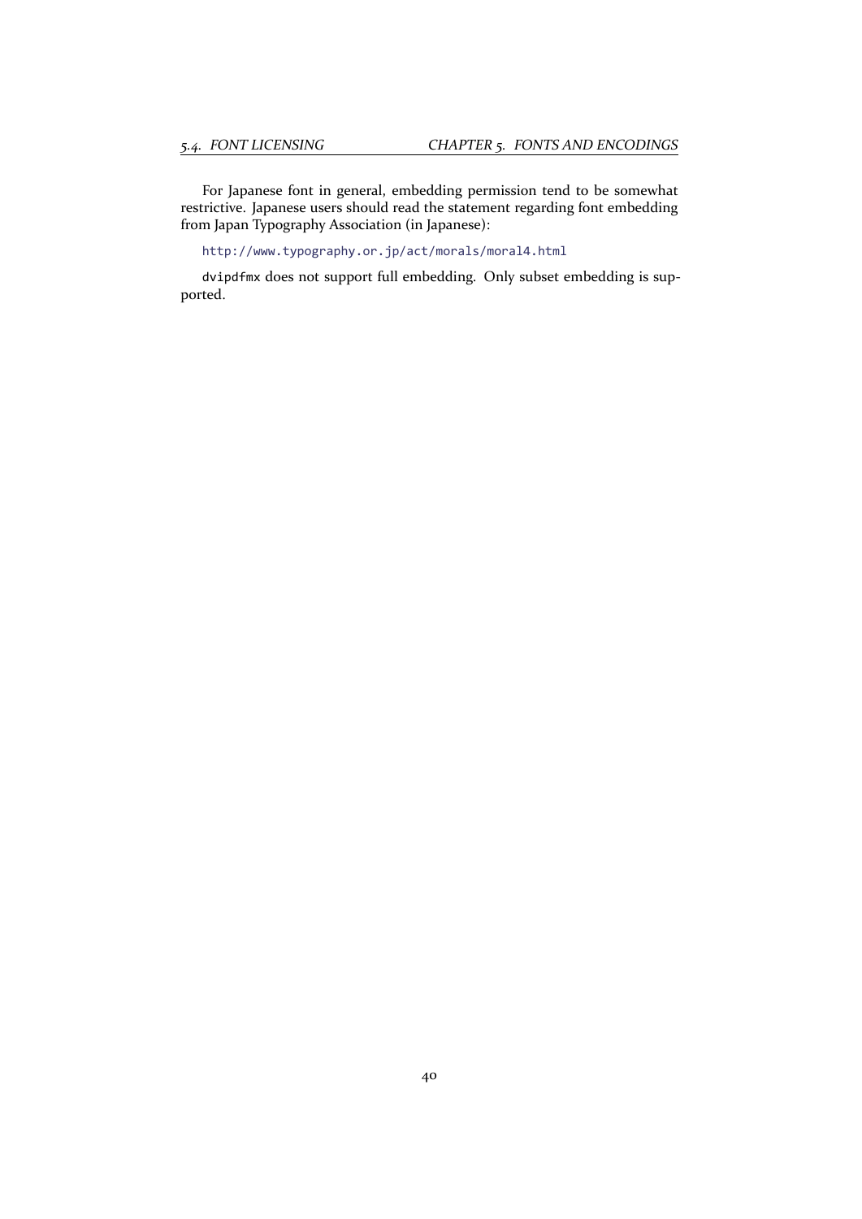For Japanese font in general, embedding permission tend to be somewhat restrictive. Japanese users should read the statement regarding font embedding from Japan Typography Association (in Japanese):

http://www.typography.or.jp/act/morals/moral4.html

`dvipdfmx` does not support full embedding. Only subset embedding is supported.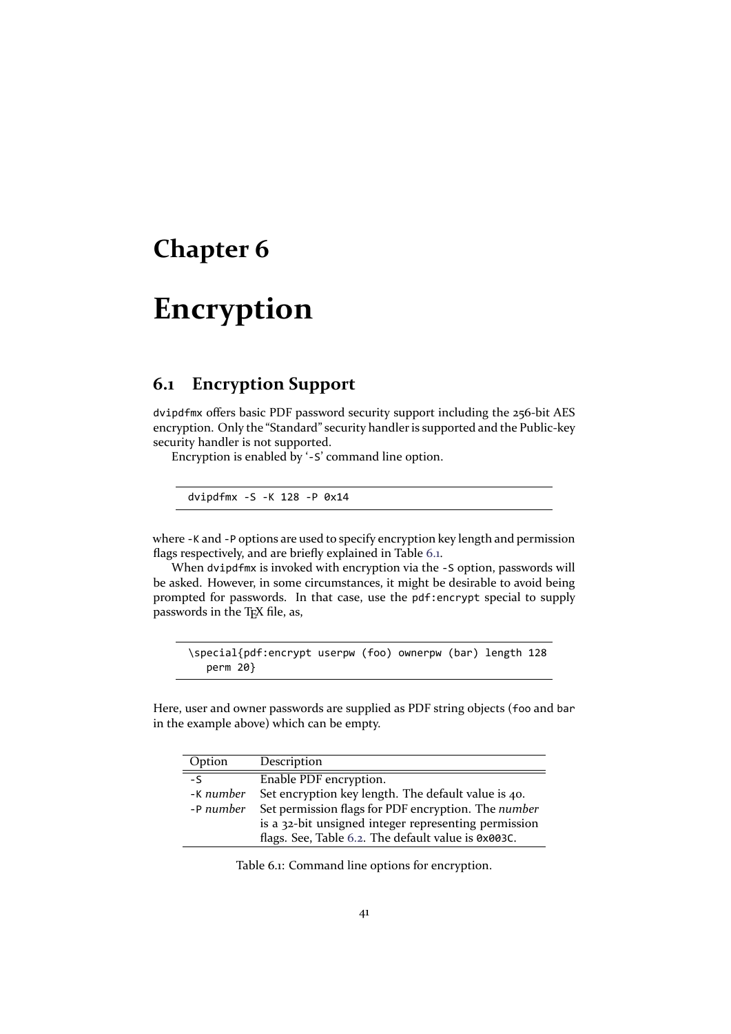# Chapter 6

# Encryption

## 6.1 Encryption Support

`dvipdfmx` offers basic PDF password security support including the 256-bit AES encryption. Only the "Standard" security handler is supported and the Public-key security handler is not supported.

Encryption is enabled by '`-S`' command line option.

```
dvipdfmx -S -K 128 -P 0x14
```

where `-K` and `-P` options are used to specify encryption key length and permission flags respectively, and are briefly explained in Table 6.1.

When `dvipdfmx` is invoked with encryption via the `-S` option, passwords will be asked. However, in some circumstances, it might be desirable to avoid being prompted for passwords. In that case, use the `pdf:encrypt` special to supply passwords in the TEX file, as,

```
\special{pdf:encrypt userpw (foo) ownerpw (bar) length 128
   perm 20}
```

Here, user and owner passwords are supplied as PDF string objects (`foo` and `bar` in the example above) which can be empty.

| Option | Description |
|---|---|
| `-S` | Enable PDF encryption. |
| `-K` *number* | Set encryption key length. The default value is 40. |
| `-P` *number* | Set permission flags for PDF encryption. The *number* is a 32-bit unsigned integer representing permission flags. See, Table 6.2. The default value is `0x003C`. |

Table 6.1: Command line options for encryption.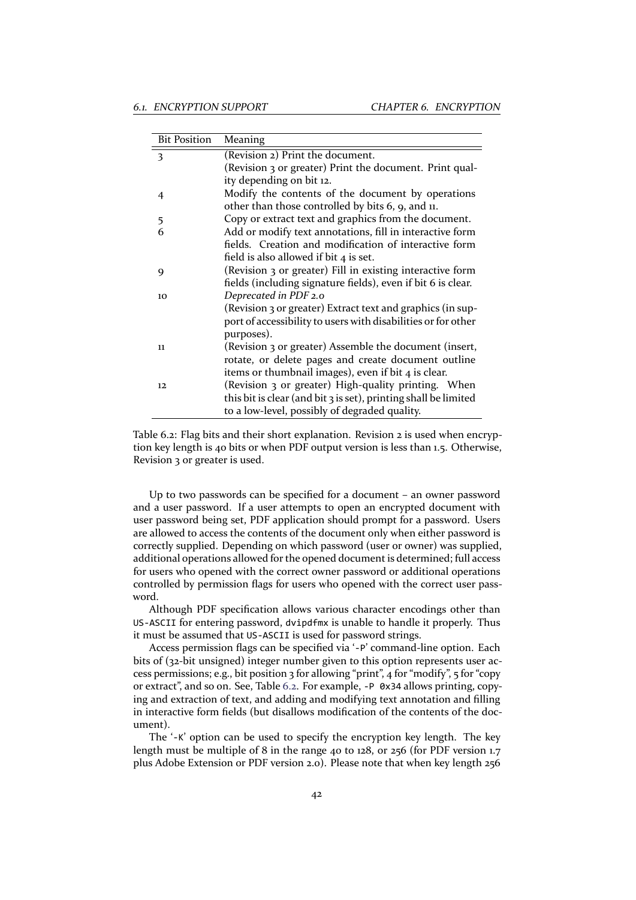| Bit Position | Meaning |
| --- | --- |
| 3 | (Revision 2) Print the document.<br>(Revision 3 or greater) Print the document. Print quality depending on bit 12. |
| 4 | Modify the contents of the document by operations other than those controlled by bits 6, 9, and 11. |
| 5 | Copy or extract text and graphics from the document. |
| 6 | Add or modify text annotations, fill in interactive form fields. Creation and modification of interactive form field is also allowed if bit 4 is set. |
| 9 | (Revision 3 or greater) Fill in existing interactive form fields (including signature fields), even if bit 6 is clear. |
| 10 | *Deprecated in PDF 2.0*<br>(Revision 3 or greater) Extract text and graphics (in support of accessibility to users with disabilities or for other purposes). |
| 11 | (Revision 3 or greater) Assemble the document (insert, rotate, or delete pages and create document outline items or thumbnail images), even if bit 4 is clear. |
| 12 | (Revision 3 or greater) High-quality printing. When this bit is clear (and bit 3 is set), printing shall be limited to a low-level, possibly of degraded quality. |

Table 6.2: Flag bits and their short explanation. Revision 2 is used when encryption key length is 40 bits or when PDF output version is less than 1.5. Otherwise, Revision 3 or greater is used.

Up to two passwords can be specified for a document – an owner password and a user password. If a user attempts to open an encrypted document with user password being set, PDF application should prompt for a password. Users are allowed to access the contents of the document only when either password is correctly supplied. Depending on which password (user or owner) was supplied, additional operations allowed for the opened document is determined; full access for users who opened with the correct owner password or additional operations controlled by permission flags for users who opened with the correct user password.

Although PDF specification allows various character encodings other than `US-ASCII` for entering password, `dvipdfmx` is unable to handle it properly. Thus it must be assumed that `US-ASCII` is used for password strings.

Access permission flags can be specified via '`-P`' command-line option. Each bits of (32-bit unsigned) integer number given to this option represents user access permissions; e.g., bit position 3 for allowing "print", 4 for "modify", 5 for "copy or extract", and so on. See, Table 6.2. For example, `-P 0x34` allows printing, copying and extraction of text, and adding and modifying text annotation and filling in interactive form fields (but disallows modification of the contents of the document).

The '`-K`' option can be used to specify the encryption key length. The key length must be multiple of 8 in the range 40 to 128, or 256 (for PDF version 1.7 plus Adobe Extension or PDF version 2.0). Please note that when key length 256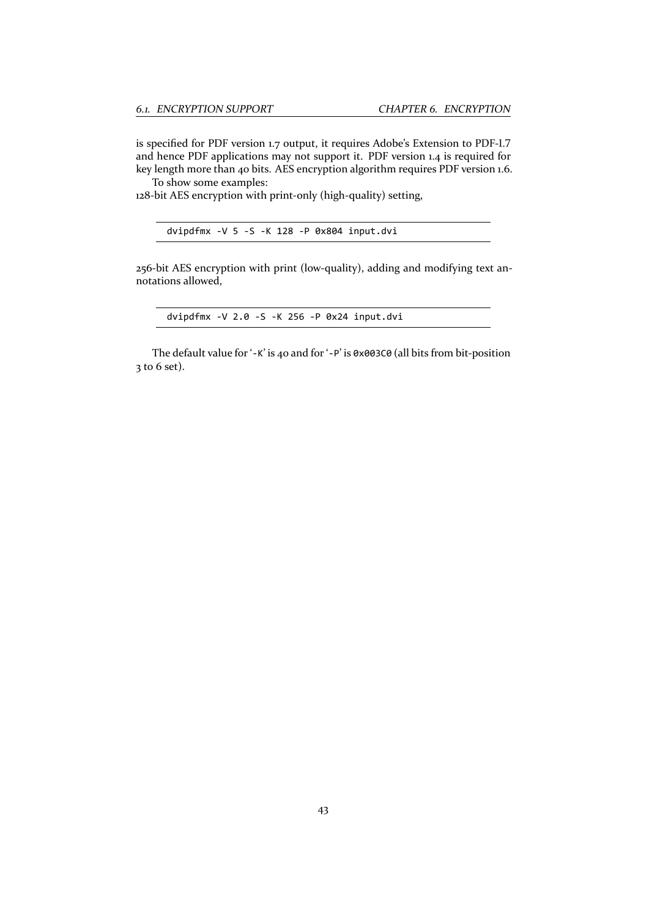is specified for PDF version 1.7 output, it requires Adobe's Extension to PDF-1.7 and hence PDF applications may not support it. PDF version 1.4 is required for key length more than 40 bits. AES encryption algorithm requires PDF version 1.6.

To show some examples:
128-bit AES encryption with print-only (high-quality) setting,

```
dvipdfmx -V 5 -S -K 128 -P 0x804 input.dvi
```

256-bit AES encryption with print (low-quality), adding and modifying text annotations allowed,

```
dvipdfmx -V 2.0 -S -K 256 -P 0x24 input.dvi
```

The default value for '`-K`' is 40 and for '`-P`' is `0x003C0` (all bits from bit-position 3 to 6 set).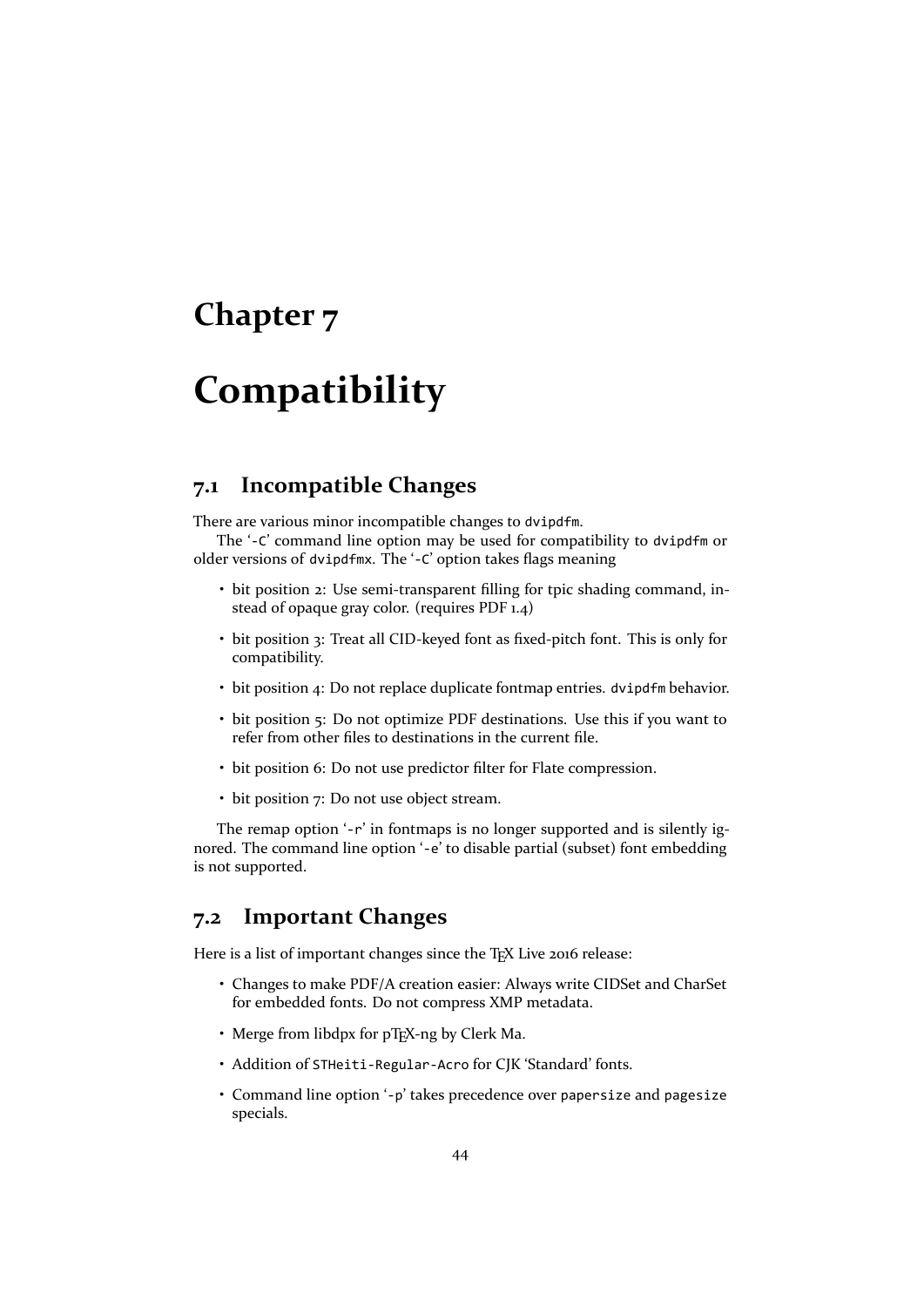# Chapter 7

# Compatibility

## 7.1 Incompatible Changes

There are various minor incompatible changes to `dvipdfm`.

The '`-C`' command line option may be used for compatibility to `dvipdfm` or older versions of `dvipdfmx`. The '`-C`' option takes flags meaning

- bit position 2: Use semi-transparent filling for tpic shading command, instead of opaque gray color. (requires PDF 1.4)
- bit position 3: Treat all CID-keyed font as fixed-pitch font. This is only for compatibility.
- bit position 4: Do not replace duplicate fontmap entries. `dvipdfm` behavior.
- bit position 5: Do not optimize PDF destinations. Use this if you want to refer from other files to destinations in the current file.
- bit position 6: Do not use predictor filter for Flate compression.
- bit position 7: Do not use object stream.

The remap option '`-r`' in fontmaps is no longer supported and is silently ignored. The command line option '`-e`' to disable partial (subset) font embedding is not supported.

## 7.2 Important Changes

Here is a list of important changes since the TeX Live 2016 release:

- Changes to make PDF/A creation easier: Always write CIDSet and CharSet for embedded fonts. Do not compress XMP metadata.
- Merge from libdpx for pTeX-ng by Clerk Ma.
- Addition of `STHeiti-Regular-Acro` for CJK 'Standard' fonts.
- Command line option '`-p`' takes precedence over `papersize` and `pagesize` specials.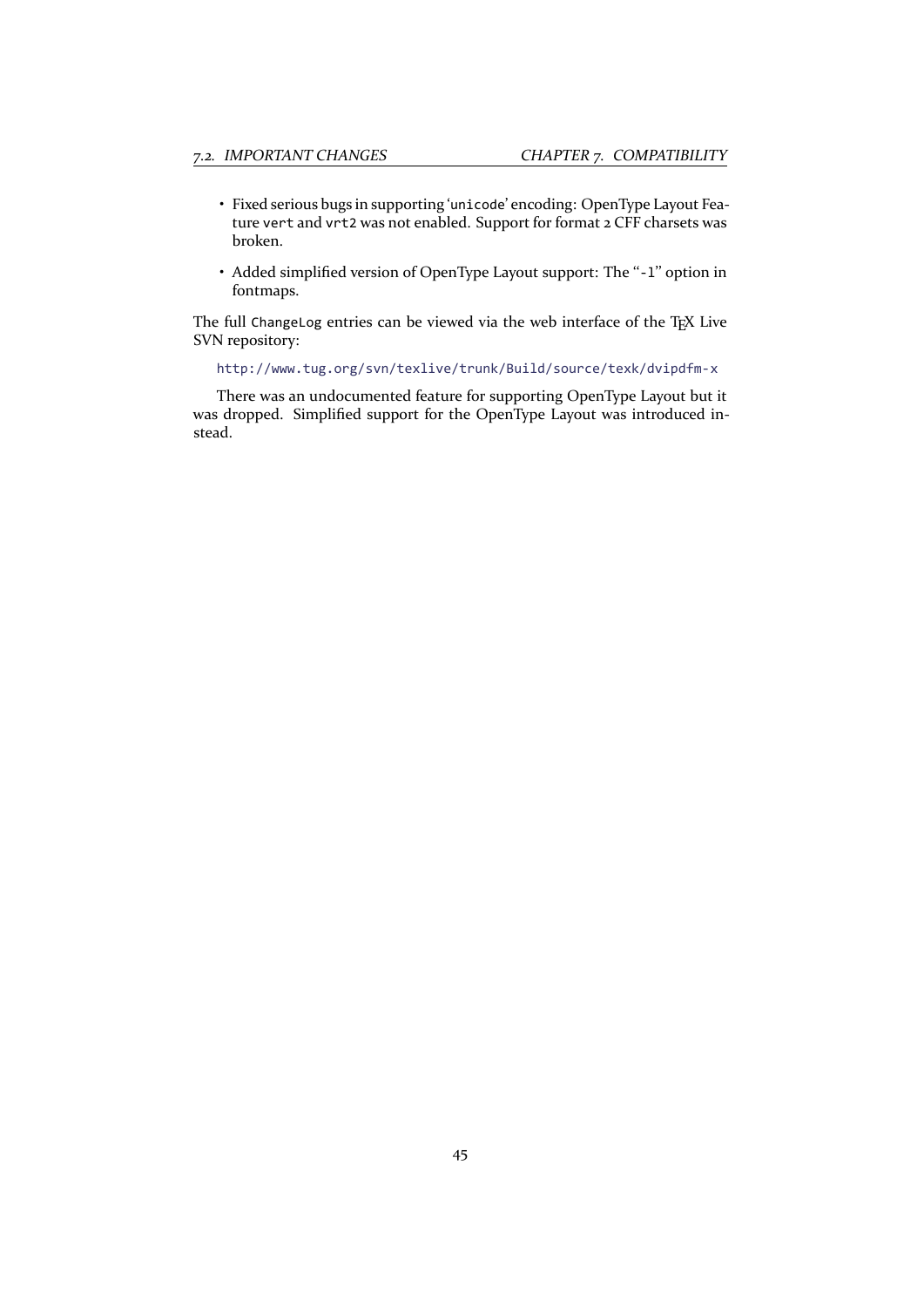- Fixed serious bugs in supporting '`unicode`' encoding: OpenType Layout Feature `vert` and `vrt2` was not enabled. Support for format 2 CFF charsets was broken.
- Added simplified version of OpenType Layout support: The "`-l`" option in fontmaps.

The full `ChangeLog` entries can be viewed via the web interface of the TEX Live SVN repository:

http://www.tug.org/svn/texlive/trunk/Build/source/texk/dvipdfm-x

There was an undocumented feature for supporting OpenType Layout but it was dropped. Simplified support for the OpenType Layout was introduced instead.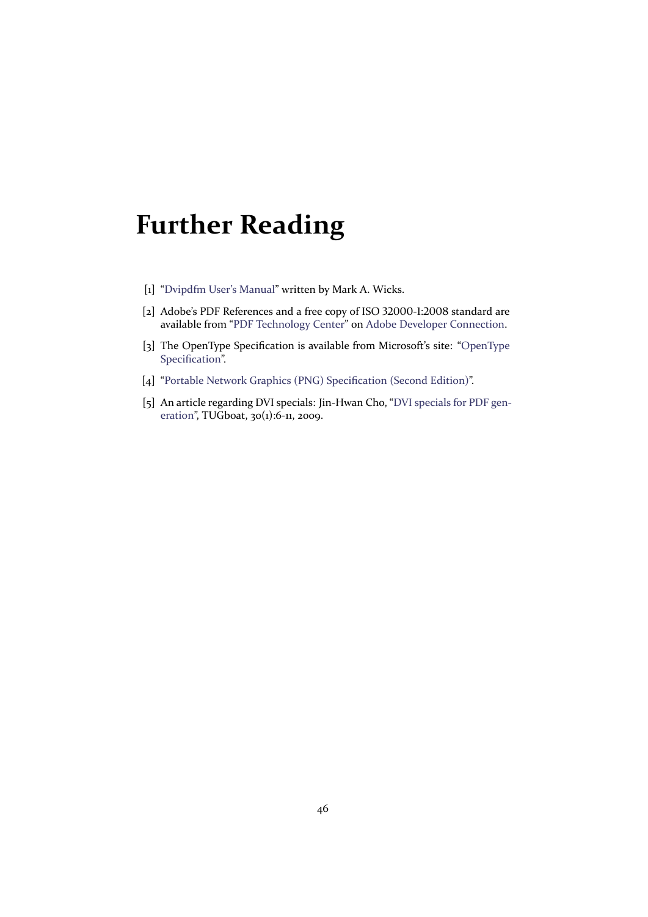# Further Reading

[1] “Dvipdfm User’s Manual” written by Mark A. Wicks.

[2] Adobe’s PDF References and a free copy of ISO 32000-1:2008 standard are available from “PDF Technology Center” on Adobe Developer Connection.

[3] The OpenType Specification is available from Microsoft’s site: “OpenType Specification”.

[4] “Portable Network Graphics (PNG) Specification (Second Edition)”.

[5] An article regarding DVI specials: Jin-Hwan Cho, “DVI specials for PDF generation”, TUGboat, 30(1):6-11, 2009.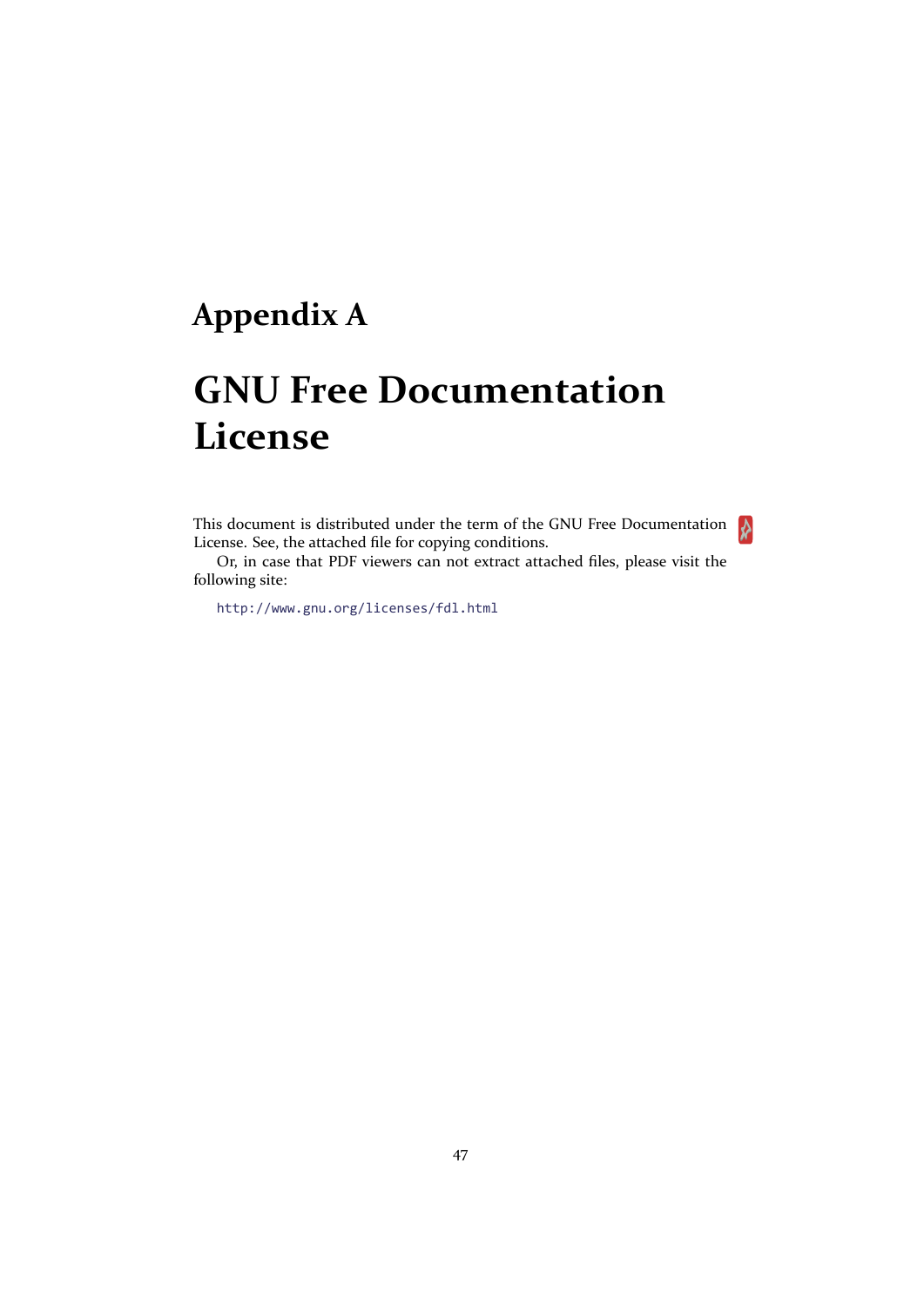# Appendix A

# GNU Free Documentation License

This document is distributed under the term of the GNU Free Documentation License. See, the attached file for copying conditions.

Or, in case that PDF viewers can not extract attached files, please visit the following site:

http://www.gnu.org/licenses/fdl.html